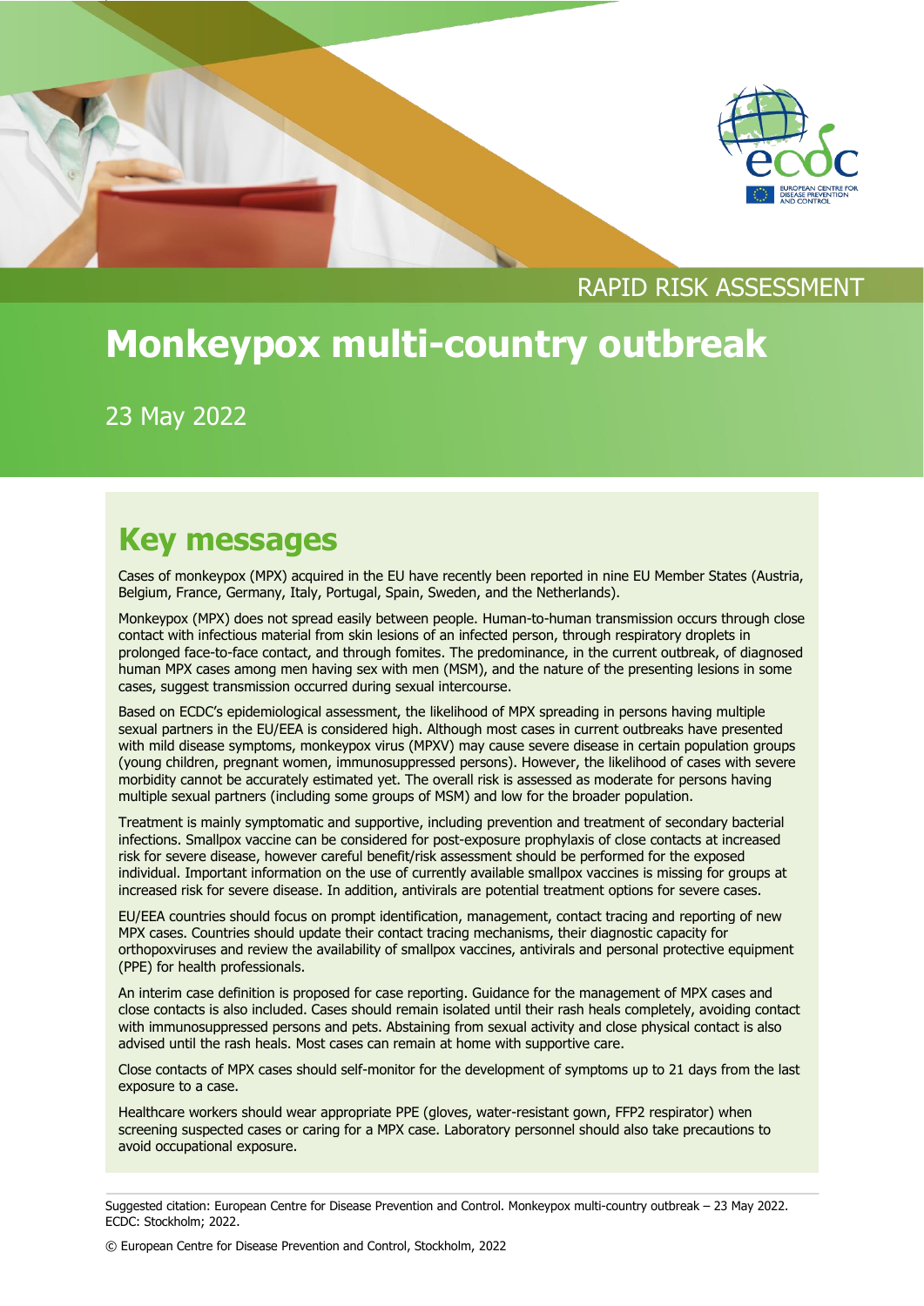RAPID RISK ASSESSMENT

# Monkeypox multi-country outbreak

23 May 2022

## Key messages

Cases of monkeypox (MPX) acquired in the EU have recently been reported in nine EU Member States (Austria, Belgium, France, Germany, Italy, Portugal, Spain, Sweden, and the Netherlands).

Monkeypox (MPX) does not spread easily between people. Human-to-human transmission occurs through close contact with infectious material from skin lesions of an infected person, through respiratory droplets in prolonged face-to-face contact, and through fomites. The predominance, in the current outbreak, of diagnosed human MPX cases among men having sex with men (MSM), and the nature of the presenting lesions in some cases, suggest transmission occurred during sexual intercourse.

Based on ECDC's epidemiological assessment, the likelihood of MPX spreading in persons having multiple sexual partners in the EU/EEA is considered high. Although most cases in current outbreaks have presented with mild disease symptoms, monkeypox virus (MPXV) may cause severe disease in certain population groups (young children, pregnant women, immunosuppressed persons). However, the likelihood of cases with severe morbidity cannot be accurately estimated yet. The overall risk is assessed as moderate for persons having multiple sexual partners (including some groups of MSM) and low for the broader population.

Treatment is mainly symptomatic and supportive, including prevention and treatment of secondary bacterial infections. Smallpox vaccine can be considered for post-exposure prophylaxis of close contacts at increased risk for severe disease, however careful benefit/risk assessment should be performed for the exposed individual. Important information on the use of currently available smallpox vaccines is missing for groups at increased risk for severe disease. In addition, antivirals are potential treatment options for severe cases.

EU/EEA countries should focus on prompt identification, management, contact tracing and reporting of new MPX cases. Countries should update their contact tracing mechanisms, their diagnostic capacity for orthopoxviruses and review the availability of smallpox vaccines, antivirals and personal protective equipment (PPE) for health professionals.

An interim case definition is proposed for case reporting. Guidance for the management of MPX cases and close contacts is also included. Cases should remain isolated until their rash heals completely, avoiding contact with immunosuppressed persons and pets. Abstaining from sexual activity and close physical contact is also advised until the rash heals. Most cases can remain at home with supportive care.

Close contacts of MPX cases should self-monitor for the development of symptoms up to 21 days from the last exposure to a case.

Healthcare workers should wear appropriate PPE (gloves, water-resistant gown, FFP2 respirator) when screening suspected cases or caring for a MPX case. Laboratory personnel should also take precautions to avoid occupational exposure.

Suggested citation: European Centre for Disease Prevention and Control. Monkeypox multi-country outbreak – 23 May 2022. ECDC: Stockholm; 2022.

© European Centre for Disease Prevention and Control, Stockholm, 2022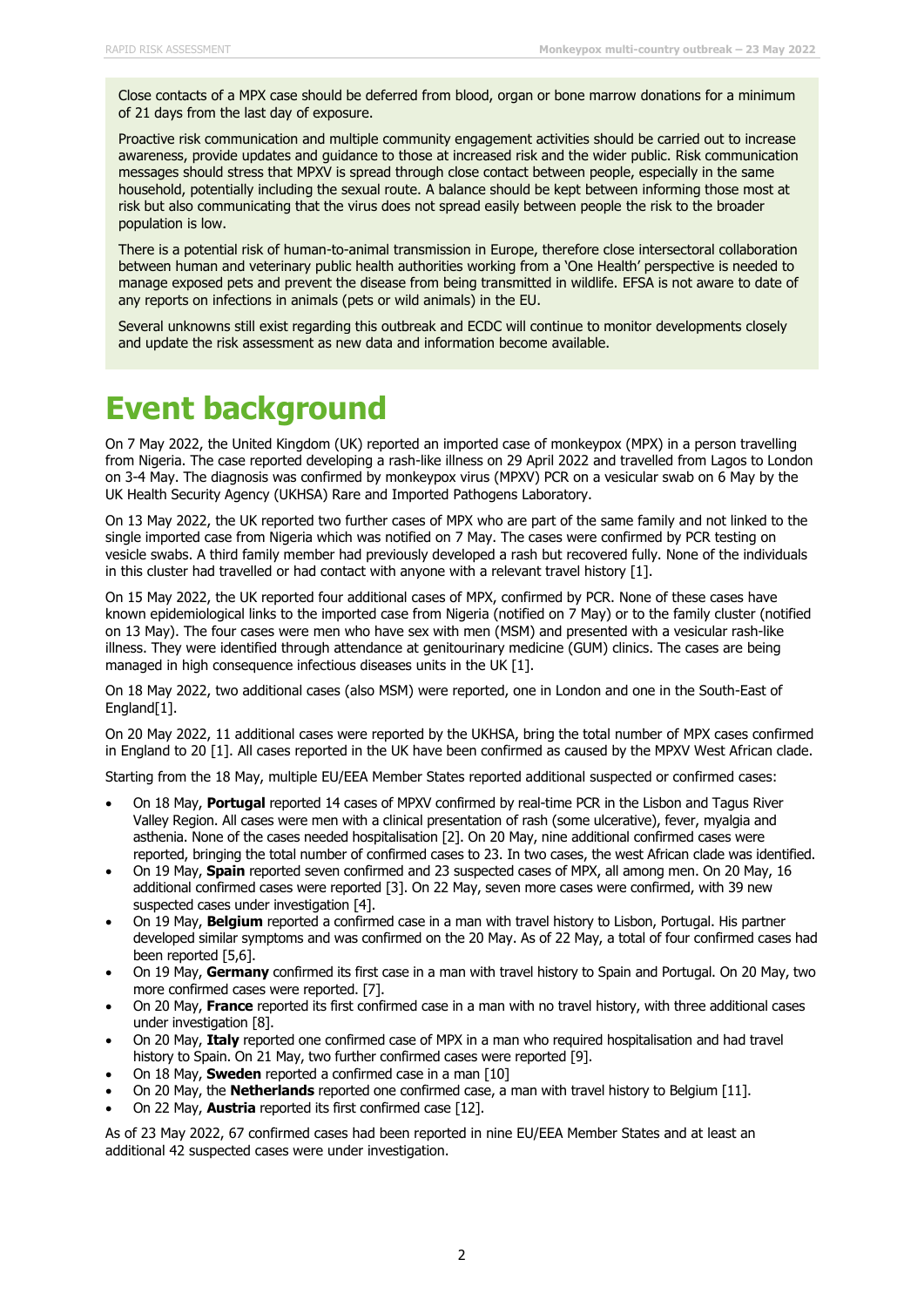Close contacts of a MPX case should be deferred from blood, organ or bone marrow donations for a minimum of 21 days from the last day of exposure.

Proactive risk communication and multiple community engagement activities should be carried out to increase awareness, provide updates and guidance to those at increased risk and the wider public. Risk communication messages should stress that MPXV is spread through close contact between people, especially in the same household, potentially including the sexual route. A balance should be kept between informing those most at risk but also communicating that the virus does not spread easily between people the risk to the broader population is low.

There is a potential risk of human-to-animal transmission in Europe, therefore close intersectoral collaboration between human and veterinary public health authorities working from a 'One Health' perspective is needed to manage exposed pets and prevent the disease from being transmitted in wildlife. EFSA is not aware to date of any reports on infections in animals (pets or wild animals) in the EU.

Several unknowns still exist regarding this outbreak and ECDC will continue to monitor developments closely and update the risk assessment as new data and information become available.

# Event background

On 7 May 2022, the United Kingdom (UK) reported an imported case of monkeypox (MPX) in a person travelling from Nigeria. The case reported developing a rash-like illness on 29 April 2022 and travelled from Lagos to London on 3-4 May. The diagnosis was confirmed by monkeypox virus (MPXV) PCR on a vesicular swab on 6 May by the UK Health Security Agency (UKHSA) Rare and Imported Pathogens Laboratory.

On 13 May 2022, the UK reported two further cases of MPX who are part of the same family and not linked to the single imported case from Nigeria which was notified on 7 May. The cases were confirmed by PCR testing on vesicle swabs. A third family member had previously developed a rash but recovered fully. None of the individuals in this cluster had travelled or had contact with anyone with a relevant travel history [1].

On 15 May 2022, the UK reported four additional cases of MPX, confirmed by PCR. None of these cases have known epidemiological links to the imported case from Nigeria (notified on 7 May) or to the family cluster (notified on 13 May). The four cases were men who have sex with men (MSM) and presented with a vesicular rash-like illness. They were identified through attendance at genitourinary medicine (GUM) clinics. The cases are being managed in high consequence infectious diseases units in the UK [1].

On 18 May 2022, two additional cases (also MSM) were reported, one in London and one in the South-East of England[1].

On 20 May 2022, 11 additional cases were reported by the UKHSA, bring the total number of MPX cases confirmed in England to 20 [1]. All cases reported in the UK have been confirmed as caused by the MPXV West African clade.

Starting from the 18 May, multiple EU/EEA Member States reported additional suspected or confirmed cases:

- On 18 May, **Portugal** reported 14 cases of MPXV confirmed by real-time PCR in the Lisbon and Tagus River Valley Region. All cases were men with a clinical presentation of rash (some ulcerative), fever, myalgia and asthenia. None of the cases needed hospitalisation [2]. On 20 May, nine additional confirmed cases were reported, bringing the total number of confirmed cases to 23. In two cases, the west African clade was identified.
- On 19 May, **Spain** reported seven confirmed and 23 suspected cases of MPX, all among men. On 20 May, 16 additional confirmed cases were reported [3]. On 22 May, seven more cases were confirmed, with 39 new suspected cases under investigation [4].
- On 19 May, **Belgium** reported a confirmed case in a man with travel history to Lisbon, Portugal. His partner developed similar symptoms and was confirmed on the 20 May. As of 22 May, a total of four confirmed cases had been reported [5,6].
- On 19 May, **Germany** confirmed its first case in a man with travel history to Spain and Portugal. On 20 May, two more confirmed cases were reported. [7].
- On 20 May, **France** reported its first confirmed case in a man with no travel history, with three additional cases under investigation [8].
- On 20 May, **Italy** reported one confirmed case of MPX in a man who required hospitalisation and had travel history to Spain. On 21 May, two further confirmed cases were reported [9].
- On 18 May, **Sweden** reported a confirmed case in a man [10]
- On 20 May, the **Netherlands** reported one confirmed case, a man with travel history to Belgium [11].
- On 22 May, **Austria** reported its first confirmed case [12].

As of 23 May 2022, 67 confirmed cases had been reported in nine EU/EEA Member States and at least an additional 42 suspected cases were under investigation.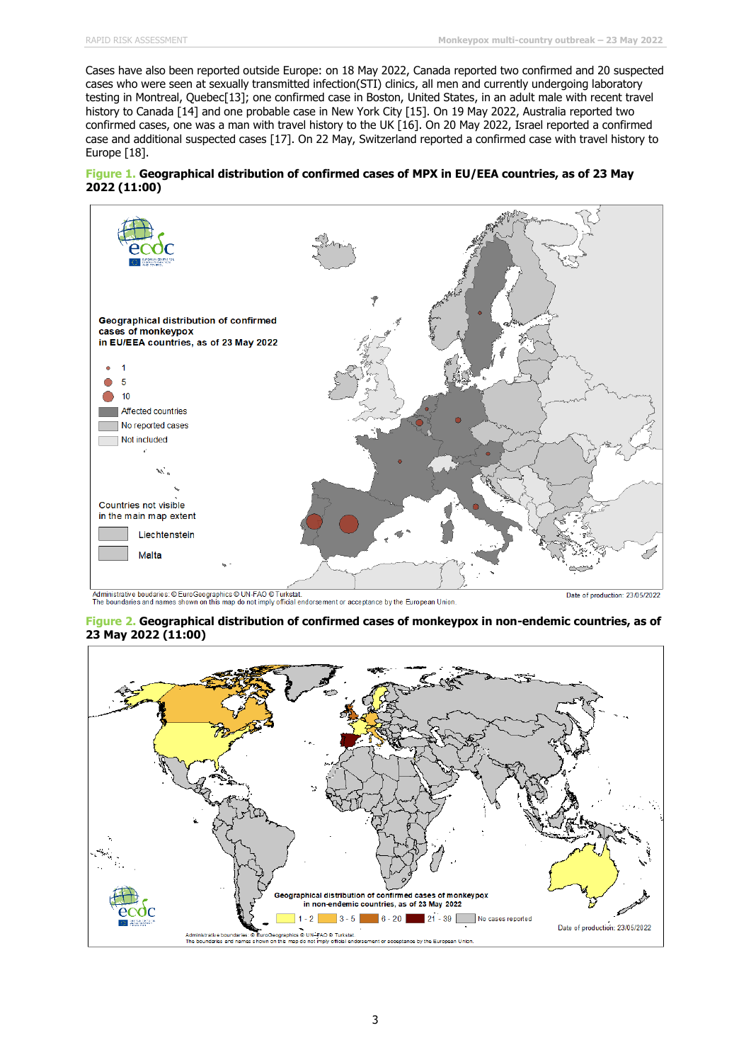Cases have also been reported outside Europe: on 18 May 2022, Canada reported two confirmed and 20 suspected cases who were seen at sexually transmitted infection(STI) clinics, all men and currently undergoing laboratory testing in Montreal, Quebec[13]; one confirmed case in Boston, United States, in an adult male with recent travel history to Canada [14] and one probable case in New York City [15]. On 19 May 2022, Australia reported two confirmed cases, one was a man with travel history to the UK [16]. On 20 May 2022, Israel reported a confirmed case and additional suspected cases [17]. On 22 May, Switzerland reported a confirmed case with travel history to Europe [18].

**Figure 1. Geographical distribution of confirmed cases of MPX in EU/EEA countries, as of 23 May 2022 (11:00)**

**Figure 2. Geographical distribution of confirmed cases of monkeypox in non-endemic countries, as of 23 May 2022 (11:00)**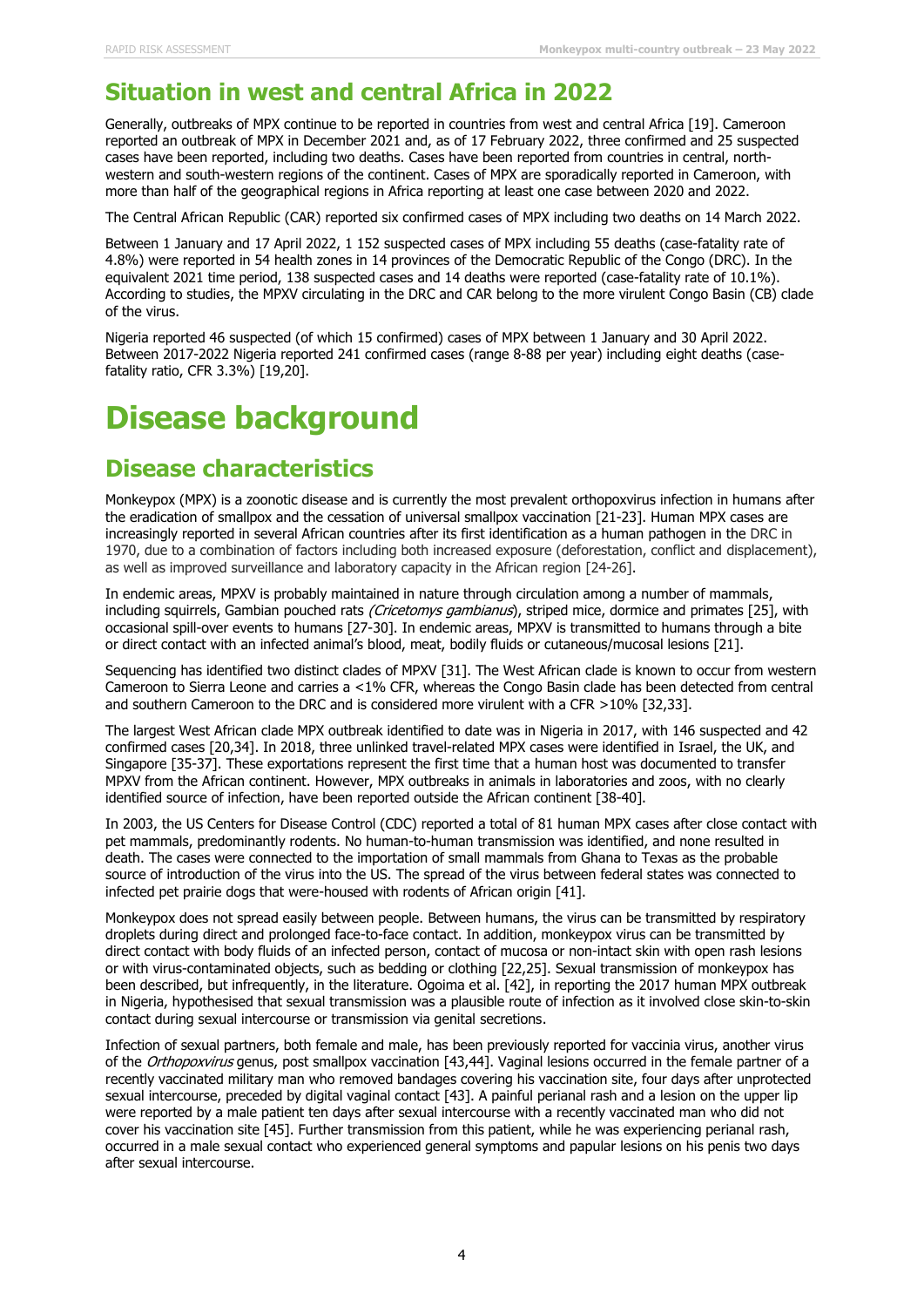## Situation in west and central Africa in 2022

Generally, outbreaks of MPX continue to be reported in countries from west and central Africa [19]. Cameroon reported an outbreak of MPX in December 2021 and, as of 17 February 2022, three confirmed and 25 suspected cases have been reported, including two deaths. Cases have been reported from countries in central, north-western and south-western regions of the continent. Cases of MPX are sporadically reported in Cameroon, with more than half of the geographical regions in Africa reporting at least one case between 2020 and 2022.

The Central African Republic (CAR) reported six confirmed cases of MPX including two deaths on 14 March 2022.

Between 1 January and 17 April 2022, 1 152 suspected cases of MPX including 55 deaths (case-fatality rate of 4.8%) were reported in 54 health zones in 14 provinces of the Democratic Republic of the Congo (DRC). In the equivalent 2021 time period, 138 suspected cases and 14 deaths were reported (case-fatality rate of 10.1%). According to studies, the MPXV circulating in the DRC and CAR belong to the more virulent Congo Basin (CB) clade of the virus.

Nigeria reported 46 suspected (of which 15 confirmed) cases of MPX between 1 January and 30 April 2022. Between 2017-2022 Nigeria reported 241 confirmed cases (range 8-88 per year) including eight deaths (case-fatality ratio, CFR 3.3%) [19,20].

# Disease background

## Disease characteristics

Monkeypox (MPX) is a zoonotic disease and is currently the most prevalent orthopoxvirus infection in humans after the eradication of smallpox and the cessation of universal smallpox vaccination [21-23]. Human MPX cases are increasingly reported in several African countries after its first identification as a human pathogen in the DRC in 1970, due to a combination of factors including both increased exposure (deforestation, conflict and displacement), as well as improved surveillance and laboratory capacity in the African region [24-26].

In endemic areas, MPXV is probably maintained in nature through circulation among a number of mammals, including squirrels, Gambian pouched rats *(Cricetomys gambianus*), striped mice, dormice and primates [25], with occasional spill-over events to humans [27-30]. In endemic areas, MPXV is transmitted to humans through a bite or direct contact with an infected animal's blood, meat, bodily fluids or cutaneous/mucosal lesions [21].

Sequencing has identified two distinct clades of MPXV [31]. The West African clade is known to occur from western Cameroon to Sierra Leone and carries a <1% CFR, whereas the Congo Basin clade has been detected from central and southern Cameroon to the DRC and is considered more virulent with a CFR >10% [32,33].

The largest West African clade MPX outbreak identified to date was in Nigeria in 2017, with 146 suspected and 42 confirmed cases [20,34]. In 2018, three unlinked travel-related MPX cases were identified in Israel, the UK, and Singapore [35-37]. These exportations represent the first time that a human host was documented to transfer MPXV from the African continent. However, MPX outbreaks in animals in laboratories and zoos, with no clearly identified source of infection, have been reported outside the African continent [38-40].

In 2003, the US Centers for Disease Control (CDC) reported a total of 81 human MPX cases after close contact with pet mammals, predominantly rodents. No human-to-human transmission was identified, and none resulted in death. The cases were connected to the importation of small mammals from Ghana to Texas as the probable source of introduction of the virus into the US. The spread of the virus between federal states was connected to infected pet prairie dogs that were-housed with rodents of African origin [41].

Monkeypox does not spread easily between people. Between humans, the virus can be transmitted by respiratory droplets during direct and prolonged face-to-face contact. In addition, monkeypox virus can be transmitted by direct contact with body fluids of an infected person, contact of mucosa or non-intact skin with open rash lesions or with virus-contaminated objects, such as bedding or clothing [22,25]. Sexual transmission of monkeypox has been described, but infrequently, in the literature. Ogoima et al. [42], in reporting the 2017 human MPX outbreak in Nigeria, hypothesised that sexual transmission was a plausible route of infection as it involved close skin-to-skin contact during sexual intercourse or transmission via genital secretions.

Infection of sexual partners, both female and male, has been previously reported for vaccinia virus, another virus of the *Orthopoxvirus* genus, post smallpox vaccination [43,44]. Vaginal lesions occurred in the female partner of a recently vaccinated military man who removed bandages covering his vaccination site, four days after unprotected sexual intercourse, preceded by digital vaginal contact [43]. A painful perianal rash and a lesion on the upper lip were reported by a male patient ten days after sexual intercourse with a recently vaccinated man who did not cover his vaccination site [45]. Further transmission from this patient, while he was experiencing perianal rash, occurred in a male sexual contact who experienced general symptoms and papular lesions on his penis two days after sexual intercourse.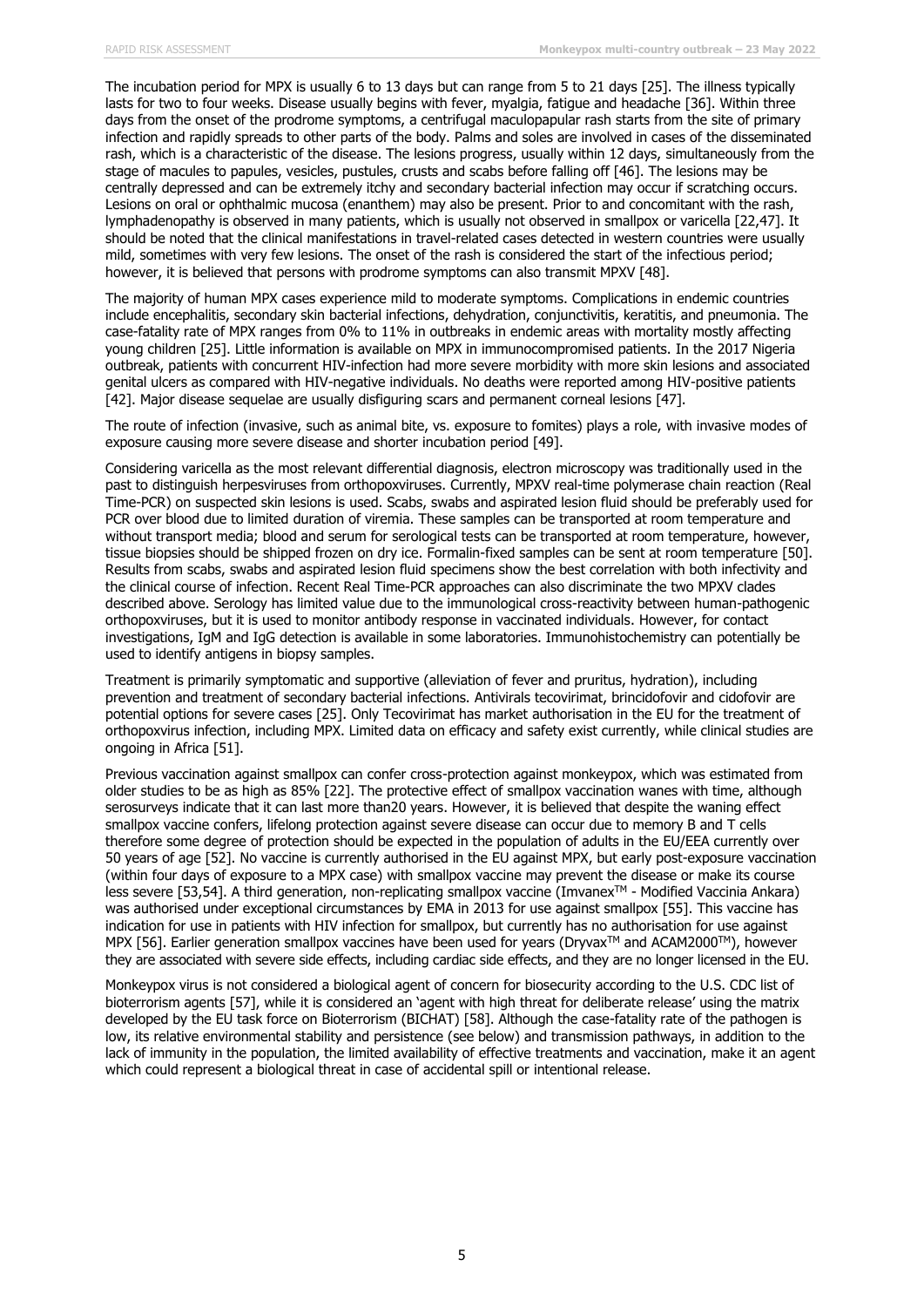The incubation period for MPX is usually 6 to 13 days but can range from 5 to 21 days [25]. The illness typically lasts for two to four weeks. Disease usually begins with fever, myalgia, fatigue and headache [36]. Within three days from the onset of the prodrome symptoms, a centrifugal maculopapular rash starts from the site of primary infection and rapidly spreads to other parts of the body. Palms and soles are involved in cases of the disseminated rash, which is a characteristic of the disease. The lesions progress, usually within 12 days, simultaneously from the stage of macules to papules, vesicles, pustules, crusts and scabs before falling off [46]. The lesions may be centrally depressed and can be extremely itchy and secondary bacterial infection may occur if scratching occurs. Lesions on oral or ophthalmic mucosa (enanthem) may also be present. Prior to and concomitant with the rash, lymphadenopathy is observed in many patients, which is usually not observed in smallpox or varicella [22,47]. It should be noted that the clinical manifestations in travel-related cases detected in western countries were usually mild, sometimes with very few lesions. The onset of the rash is considered the start of the infectious period; however, it is believed that persons with prodrome symptoms can also transmit MPXV [48].

The majority of human MPX cases experience mild to moderate symptoms. Complications in endemic countries include encephalitis, secondary skin bacterial infections, dehydration, conjunctivitis, keratitis, and pneumonia. The case-fatality rate of MPX ranges from 0% to 11% in outbreaks in endemic areas with mortality mostly affecting young children [25]. Little information is available on MPX in immunocompromised patients. In the 2017 Nigeria outbreak, patients with concurrent HIV-infection had more severe morbidity with more skin lesions and associated genital ulcers as compared with HIV-negative individuals. No deaths were reported among HIV-positive patients [42]. Major disease sequelae are usually disfiguring scars and permanent corneal lesions [47].

The route of infection (invasive, such as animal bite, vs. exposure to fomites) plays a role, with invasive modes of exposure causing more severe disease and shorter incubation period [49].

Considering varicella as the most relevant differential diagnosis, electron microscopy was traditionally used in the past to distinguish herpesviruses from orthopoxviruses. Currently, MPXV real-time polymerase chain reaction (Real Time-PCR) on suspected skin lesions is used. Scabs, swabs and aspirated lesion fluid should be preferably used for PCR over blood due to limited duration of viremia. These samples can be transported at room temperature and without transport media; blood and serum for serological tests can be transported at room temperature, however, tissue biopsies should be shipped frozen on dry ice. Formalin-fixed samples can be sent at room temperature [50]. Results from scabs, swabs and aspirated lesion fluid specimens show the best correlation with both infectivity and the clinical course of infection. Recent Real Time-PCR approaches can also discriminate the two MPXV clades described above. Serology has limited value due to the immunological cross-reactivity between human-pathogenic orthopoxviruses, but it is used to monitor antibody response in vaccinated individuals. However, for contact investigations, IgM and IgG detection is available in some laboratories. Immunohistochemistry can potentially be used to identify antigens in biopsy samples.

Treatment is primarily symptomatic and supportive (alleviation of fever and pruritus, hydration), including prevention and treatment of secondary bacterial infections. Antivirals tecovirimat, brincidofovir and cidofovir are potential options for severe cases [25]. Only Tecovirimat has market authorisation in the EU for the treatment of orthopoxvirus infection, including MPX. Limited data on efficacy and safety exist currently, while clinical studies are ongoing in Africa [51].

Previous vaccination against smallpox can confer cross-protection against monkeypox, which was estimated from older studies to be as high as 85% [22]. The protective effect of smallpox vaccination wanes with time, although serosurveys indicate that it can last more than20 years. However, it is believed that despite the waning effect smallpox vaccine confers, lifelong protection against severe disease can occur due to memory B and T cells therefore some degree of protection should be expected in the population of adults in the EU/EEA currently over 50 years of age [52]. No vaccine is currently authorised in the EU against MPX, but early post-exposure vaccination (within four days of exposure to a MPX case) with smallpox vaccine may prevent the disease or make its course less severe [53,54]. A third generation, non-replicating smallpox vaccine (Imvanex™ - Modified Vaccinia Ankara) was authorised under exceptional circumstances by EMA in 2013 for use against smallpox [55]. This vaccine has indication for use in patients with HIV infection for smallpox, but currently has no authorisation for use against MPX [56]. Earlier generation smallpox vaccines have been used for years (Dryvax™ and ACAM2000™), however they are associated with severe side effects, including cardiac side effects, and they are no longer licensed in the EU.

Monkeypox virus is not considered a biological agent of concern for biosecurity according to the U.S. CDC list of bioterrorism agents [57], while it is considered an 'agent with high threat for deliberate release' using the matrix developed by the EU task force on Bioterrorism (BICHAT) [58]. Although the case-fatality rate of the pathogen is low, its relative environmental stability and persistence (see below) and transmission pathways, in addition to the lack of immunity in the population, the limited availability of effective treatments and vaccination, make it an agent which could represent a biological threat in case of accidental spill or intentional release.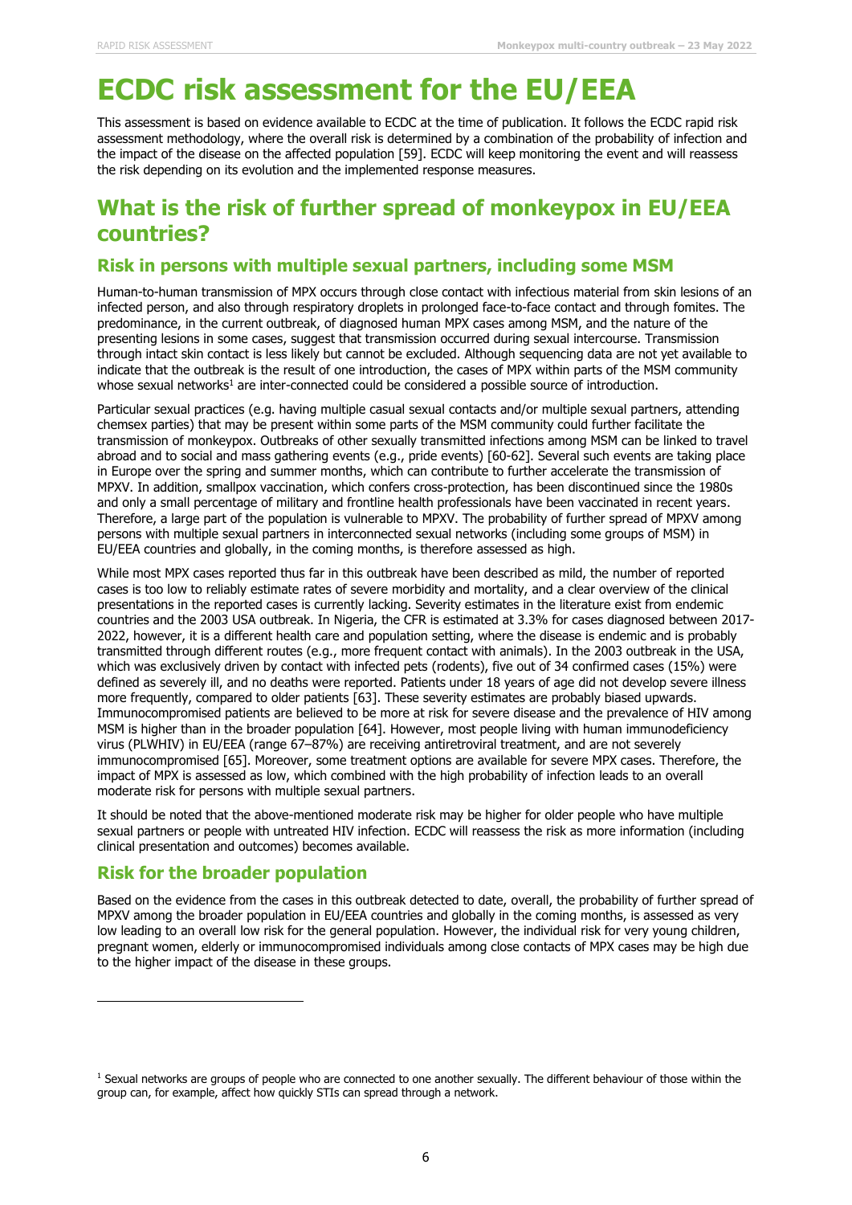# ECDC risk assessment for the EU/EEA

This assessment is based on evidence available to ECDC at the time of publication. It follows the ECDC rapid risk assessment methodology, where the overall risk is determined by a combination of the probability of infection and the impact of the disease on the affected population [59]. ECDC will keep monitoring the event and will reassess the risk depending on its evolution and the implemented response measures.

## What is the risk of further spread of monkeypox in EU/EEA countries?

### Risk in persons with multiple sexual partners, including some MSM

Human-to-human transmission of MPX occurs through close contact with infectious material from skin lesions of an infected person, and also through respiratory droplets in prolonged face-to-face contact and through fomites. The predominance, in the current outbreak, of diagnosed human MPX cases among MSM, and the nature of the presenting lesions in some cases, suggest that transmission occurred during sexual intercourse. Transmission through intact skin contact is less likely but cannot be excluded. Although sequencing data are not yet available to indicate that the outbreak is the result of one introduction, the cases of MPX within parts of the MSM community whose sexual networks[1] are inter-connected could be considered a possible source of introduction.

Particular sexual practices (e.g. having multiple casual sexual contacts and/or multiple sexual partners, attending chemsex parties) that may be present within some parts of the MSM community could further facilitate the transmission of monkeypox. Outbreaks of other sexually transmitted infections among MSM can be linked to travel abroad and to social and mass gathering events (e.g., pride events) [60-62]. Several such events are taking place in Europe over the spring and summer months, which can contribute to further accelerate the transmission of MPXV. In addition, smallpox vaccination, which confers cross-protection, has been discontinued since the 1980s and only a small percentage of military and frontline health professionals have been vaccinated in recent years. Therefore, a large part of the population is vulnerable to MPXV. The probability of further spread of MPXV among persons with multiple sexual partners in interconnected sexual networks (including some groups of MSM) in EU/EEA countries and globally, in the coming months, is therefore assessed as high.

While most MPX cases reported thus far in this outbreak have been described as mild, the number of reported cases is too low to reliably estimate rates of severe morbidity and mortality, and a clear overview of the clinical presentations in the reported cases is currently lacking. Severity estimates in the literature exist from endemic countries and the 2003 USA outbreak. In Nigeria, the CFR is estimated at 3.3% for cases diagnosed between 2017-2022, however, it is a different health care and population setting, where the disease is endemic and is probably transmitted through different routes (e.g., more frequent contact with animals). In the 2003 outbreak in the USA, which was exclusively driven by contact with infected pets (rodents), five out of 34 confirmed cases (15%) were defined as severely ill, and no deaths were reported. Patients under 18 years of age did not develop severe illness more frequently, compared to older patients [63]. These severity estimates are probably biased upwards. Immunocompromised patients are believed to be more at risk for severe disease and the prevalence of HIV among MSM is higher than in the broader population [64]. However, most people living with human immunodeficiency virus (PLWHIV) in EU/EEA (range 67–87%) are receiving antiretroviral treatment, and are not severely immunocompromised [65]. Moreover, some treatment options are available for severe MPX cases. Therefore, the impact of MPX is assessed as low, which combined with the high probability of infection leads to an overall moderate risk for persons with multiple sexual partners.

It should be noted that the above-mentioned moderate risk may be higher for older people who have multiple sexual partners or people with untreated HIV infection. ECDC will reassess the risk as more information (including clinical presentation and outcomes) becomes available.

### Risk for the broader population

Based on the evidence from the cases in this outbreak detected to date, overall, the probability of further spread of MPXV among the broader population in EU/EEA countries and globally in the coming months, is assessed as very low leading to an overall low risk for the general population. However, the individual risk for very young children, pregnant women, elderly or immunocompromised individuals among close contacts of MPX cases may be high due to the higher impact of the disease in these groups.

---

[1] Sexual networks are groups of people who are connected to one another sexually. The different behaviour of those within the group can, for example, affect how quickly STIs can spread through a network.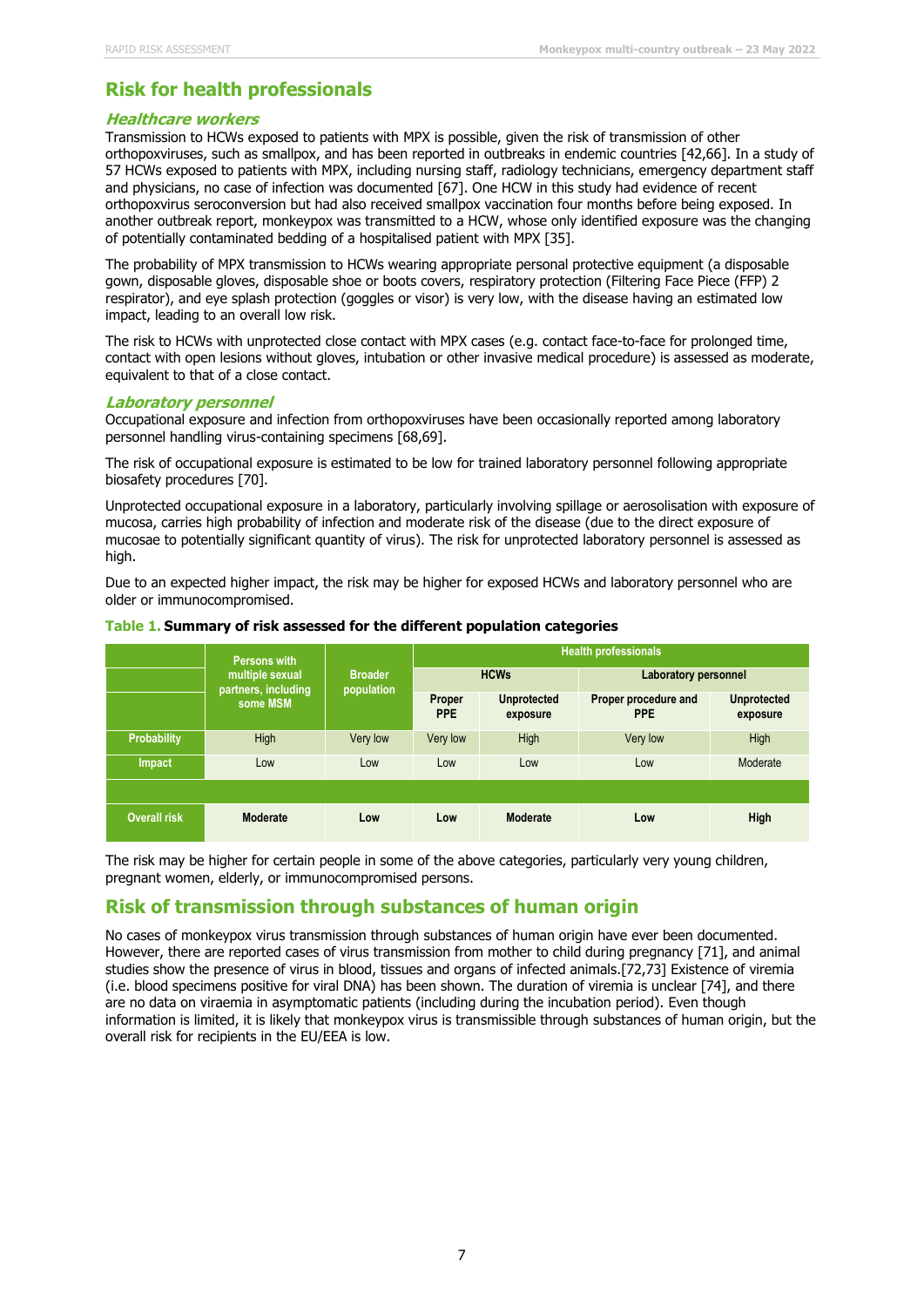## Risk for health professionals

### *Healthcare workers*

Transmission to HCWs exposed to patients with MPX is possible, given the risk of transmission of other orthopoxviruses, such as smallpox, and has been reported in outbreaks in endemic countries [42,66]. In a study of 57 HCWs exposed to patients with MPX, including nursing staff, radiology technicians, emergency department staff and physicians, no case of infection was documented [67]. One HCW in this study had evidence of recent orthopoxvirus seroconversion but had also received smallpox vaccination four months before being exposed. In another outbreak report, monkeypox was transmitted to a HCW, whose only identified exposure was the changing of potentially contaminated bedding of a hospitalised patient with MPX [35].

The probability of MPX transmission to HCWs wearing appropriate personal protective equipment (a disposable gown, disposable gloves, disposable shoe or boots covers, respiratory protection (Filtering Face Piece (FFP) 2 respirator), and eye splash protection (goggles or visor) is very low, with the disease having an estimated low impact, leading to an overall low risk.

The risk to HCWs with unprotected close contact with MPX cases (e.g. contact face-to-face for prolonged time, contact with open lesions without gloves, intubation or other invasive medical procedure) is assessed as moderate, equivalent to that of a close contact.

### *Laboratory personnel*

Occupational exposure and infection from orthopoxviruses have been occasionally reported among laboratory personnel handling virus-containing specimens [68,69].

The risk of occupational exposure is estimated to be low for trained laboratory personnel following appropriate biosafety procedures [70].

Unprotected occupational exposure in a laboratory, particularly involving spillage or aerosolisation with exposure of mucosa, carries high probability of infection and moderate risk of the disease (due to the direct exposure of mucosae to potentially significant quantity of virus). The risk for unprotected laboratory personnel is assessed as high.

Due to an expected higher impact, the risk may be higher for exposed HCWs and laboratory personnel who are older or immunocompromised.

**Table 1. Summary of risk assessed for the different population categories**

| | Persons with multiple sexual partners, including some MSM | Broader population | Health professionals | | | |
|---|---|---|---|---|---|---|
| | | | HCWs | | Laboratory personnel | |
| | | | Proper PPE | Unprotected exposure | Proper procedure and PPE | Unprotected exposure |
| **Probability** | High | Very low | Very low | High | Very low | High |
| **Impact** | Low | Low | Low | Low | Low | Moderate |
| **Overall risk** | **Moderate** | **Low** | **Low** | **Moderate** | **Low** | **High** |

The risk may be higher for certain people in some of the above categories, particularly very young children, pregnant women, elderly, or immunocompromised persons.

## Risk of transmission through substances of human origin

No cases of monkeypox virus transmission through substances of human origin have ever been documented. However, there are reported cases of virus transmission from mother to child during pregnancy [71], and animal studies show the presence of virus in blood, tissues and organs of infected animals.[72,73] Existence of viremia (i.e. blood specimens positive for viral DNA) has been shown. The duration of viremia is unclear [74], and there are no data on viraemia in asymptomatic patients (including during the incubation period). Even though information is limited, it is likely that monkeypox virus is transmissible through substances of human origin, but the overall risk for recipients in the EU/EEA is low.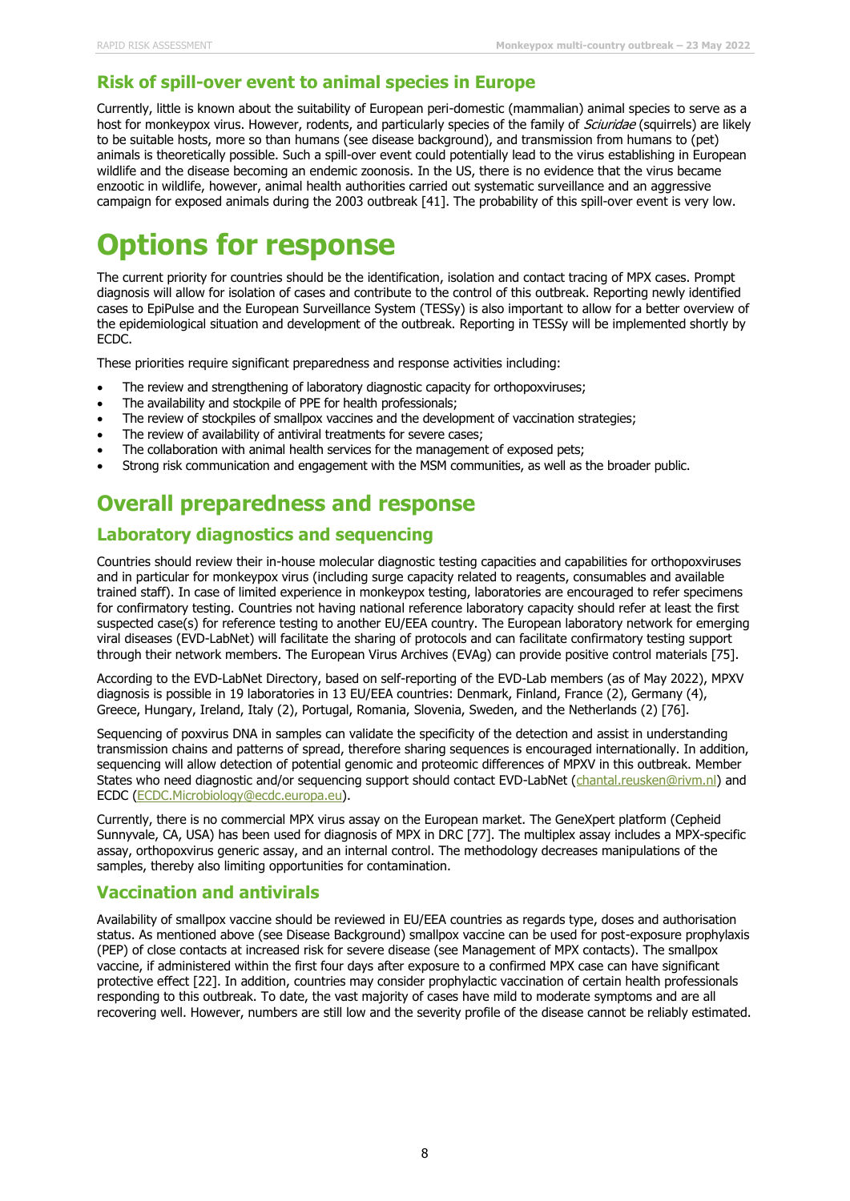## Risk of spill-over event to animal species in Europe

Currently, little is known about the suitability of European peri-domestic (mammalian) animal species to serve as a host for monkeypox virus. However, rodents, and particularly species of the family of *Sciuridae* (squirrels) are likely to be suitable hosts, more so than humans (see disease background), and transmission from humans to (pet) animals is theoretically possible. Such a spill-over event could potentially lead to the virus establishing in European wildlife and the disease becoming an endemic zoonosis. In the US, there is no evidence that the virus became enzootic in wildlife, however, animal health authorities carried out systematic surveillance and an aggressive campaign for exposed animals during the 2003 outbreak [41]. The probability of this spill-over event is very low.

# Options for response

The current priority for countries should be the identification, isolation and contact tracing of MPX cases. Prompt diagnosis will allow for isolation of cases and contribute to the control of this outbreak. Reporting newly identified cases to EpiPulse and the European Surveillance System (TESSy) is also important to allow for a better overview of the epidemiological situation and development of the outbreak. Reporting in TESSy will be implemented shortly by ECDC.

These priorities require significant preparedness and response activities including:

- The review and strengthening of laboratory diagnostic capacity for orthopoxviruses;
- The availability and stockpile of PPE for health professionals;
- The review of stockpiles of smallpox vaccines and the development of vaccination strategies;
- The review of availability of antiviral treatments for severe cases;
- The collaboration with animal health services for the management of exposed pets;
- Strong risk communication and engagement with the MSM communities, as well as the broader public.

## Overall preparedness and response

### Laboratory diagnostics and sequencing

Countries should review their in-house molecular diagnostic testing capacities and capabilities for orthopoxviruses and in particular for monkeypox virus (including surge capacity related to reagents, consumables and available trained staff). In case of limited experience in monkeypox testing, laboratories are encouraged to refer specimens for confirmatory testing. Countries not having national reference laboratory capacity should refer at least the first suspected case(s) for reference testing to another EU/EEA country. The European laboratory network for emerging viral diseases (EVD-LabNet) will facilitate the sharing of protocols and can facilitate confirmatory testing support through their network members. The European Virus Archives (EVAg) can provide positive control materials [75].

According to the EVD-LabNet Directory, based on self-reporting of the EVD-Lab members (as of May 2022), MPXV diagnosis is possible in 19 laboratories in 13 EU/EEA countries: Denmark, Finland, France (2), Germany (4), Greece, Hungary, Ireland, Italy (2), Portugal, Romania, Slovenia, Sweden, and the Netherlands (2) [76].

Sequencing of poxvirus DNA in samples can validate the specificity of the detection and assist in understanding transmission chains and patterns of spread, therefore sharing sequences is encouraged internationally. In addition, sequencing will allow detection of potential genomic and proteomic differences of MPXV in this outbreak. Member States who need diagnostic and/or sequencing support should contact EVD-LabNet (chantal.reusken@rivm.nl) and ECDC (ECDC.Microbiology@ecdc.europa.eu).

Currently, there is no commercial MPX virus assay on the European market. The GeneXpert platform (Cepheid Sunnyvale, CA, USA) has been used for diagnosis of MPX in DRC [77]. The multiplex assay includes a MPX-specific assay, orthopoxvirus generic assay, and an internal control. The methodology decreases manipulations of the samples, thereby also limiting opportunities for contamination.

### Vaccination and antivirals

Availability of smallpox vaccine should be reviewed in EU/EEA countries as regards type, doses and authorisation status. As mentioned above (see Disease Background) smallpox vaccine can be used for post-exposure prophylaxis (PEP) of close contacts at increased risk for severe disease (see Management of MPX contacts). The smallpox vaccine, if administered within the first four days after exposure to a confirmed MPX case can have significant protective effect [22]. In addition, countries may consider prophylactic vaccination of certain health professionals responding to this outbreak. To date, the vast majority of cases have mild to moderate symptoms and are all recovering well. However, numbers are still low and the severity profile of the disease cannot be reliably estimated.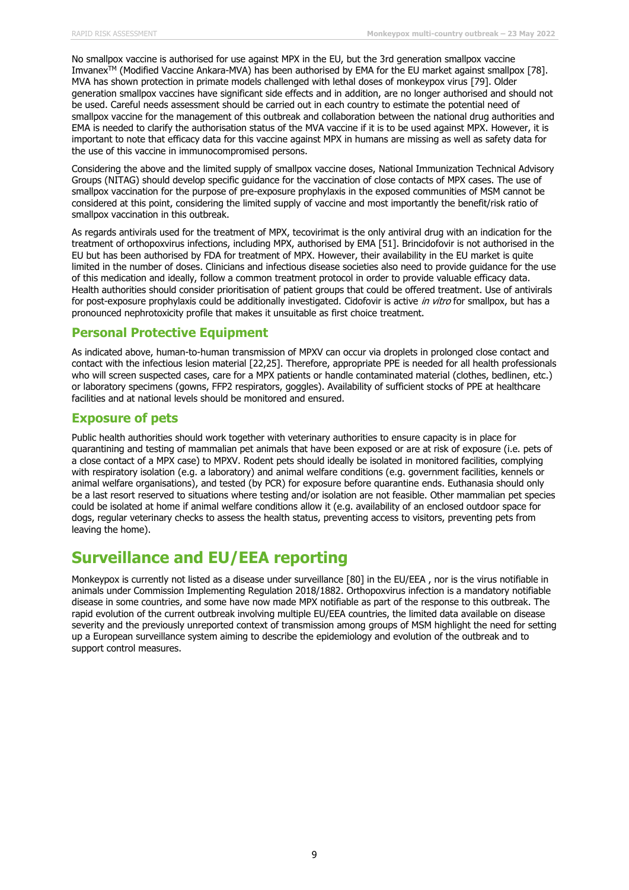No smallpox vaccine is authorised for use against MPX in the EU, but the 3rd generation smallpox vaccine Imvanex[TM] (Modified Vaccine Ankara-MVA) has been authorised by EMA for the EU market against smallpox [78]. MVA has shown protection in primate models challenged with lethal doses of monkeypox virus [79]. Older generation smallpox vaccines have significant side effects and in addition, are no longer authorised and should not be used. Careful needs assessment should be carried out in each country to estimate the potential need of smallpox vaccine for the management of this outbreak and collaboration between the national drug authorities and EMA is needed to clarify the authorisation status of the MVA vaccine if it is to be used against MPX. However, it is important to note that efficacy data for this vaccine against MPX in humans are missing as well as safety data for the use of this vaccine in immunocompromised persons.

Considering the above and the limited supply of smallpox vaccine doses, National Immunization Technical Advisory Groups (NITAG) should develop specific guidance for the vaccination of close contacts of MPX cases. The use of smallpox vaccination for the purpose of pre-exposure prophylaxis in the exposed communities of MSM cannot be considered at this point, considering the limited supply of vaccine and most importantly the benefit/risk ratio of smallpox vaccination in this outbreak.

As regards antivirals used for the treatment of MPX, tecovirimat is the only antiviral drug with an indication for the treatment of orthopoxvirus infections, including MPX, authorised by EMA [51]. Brincidofovir is not authorised in the EU but has been authorised by FDA for treatment of MPX. However, their availability in the EU market is quite limited in the number of doses. Clinicians and infectious disease societies also need to provide guidance for the use of this medication and ideally, follow a common treatment protocol in order to provide valuable efficacy data. Health authorities should consider prioritisation of patient groups that could be offered treatment. Use of antivirals for post-exposure prophylaxis could be additionally investigated. Cidofovir is active *in vitro* for smallpox, but has a pronounced nephrotoxicity profile that makes it unsuitable as first choice treatment.

## Personal Protective Equipment

As indicated above, human-to-human transmission of MPXV can occur via droplets in prolonged close contact and contact with the infectious lesion material [22,25]. Therefore, appropriate PPE is needed for all health professionals who will screen suspected cases, care for a MPX patients or handle contaminated material (clothes, bedlinen, etc.) or laboratory specimens (gowns, FFP2 respirators, goggles). Availability of sufficient stocks of PPE at healthcare facilities and at national levels should be monitored and ensured.

## Exposure of pets

Public health authorities should work together with veterinary authorities to ensure capacity is in place for quarantining and testing of mammalian pet animals that have been exposed or are at risk of exposure (i.e. pets of a close contact of a MPX case) to MPXV. Rodent pets should ideally be isolated in monitored facilities, complying with respiratory isolation (e.g. a laboratory) and animal welfare conditions (e.g. government facilities, kennels or animal welfare organisations), and tested (by PCR) for exposure before quarantine ends. Euthanasia should only be a last resort reserved to situations where testing and/or isolation are not feasible. Other mammalian pet species could be isolated at home if animal welfare conditions allow it (e.g. availability of an enclosed outdoor space for dogs, regular veterinary checks to assess the health status, preventing access to visitors, preventing pets from leaving the home).

# Surveillance and EU/EEA reporting

Monkeypox is currently not listed as a disease under surveillance [80] in the EU/EEA , nor is the virus notifiable in animals under Commission Implementing Regulation 2018/1882. Orthopoxvirus infection is a mandatory notifiable disease in some countries, and some have now made MPX notifiable as part of the response to this outbreak. The rapid evolution of the current outbreak involving multiple EU/EEA countries, the limited data available on disease severity and the previously unreported context of transmission among groups of MSM highlight the need for setting up a European surveillance system aiming to describe the epidemiology and evolution of the outbreak and to support control measures.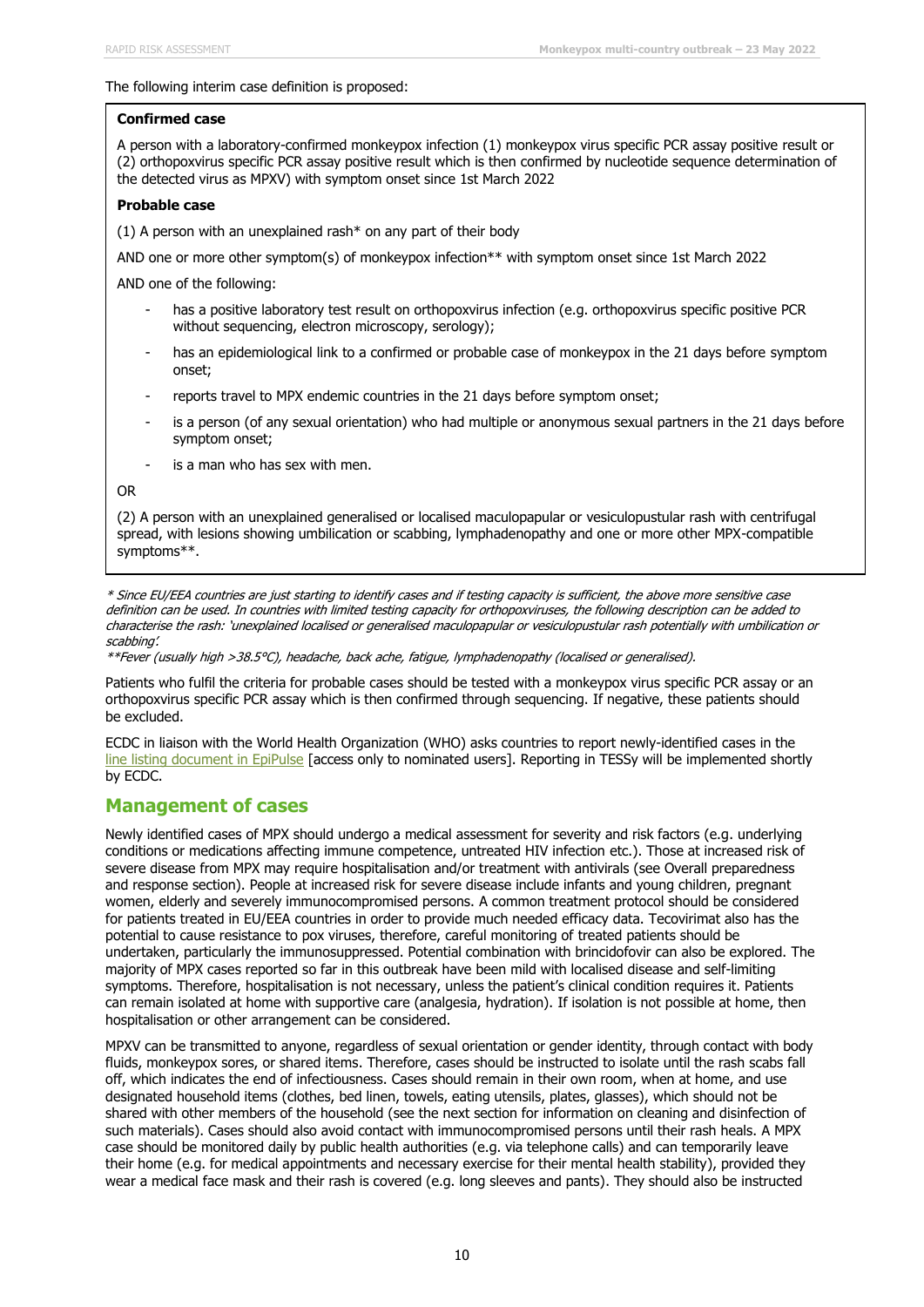The following interim case definition is proposed:

**Confirmed case**

A person with a laboratory-confirmed monkeypox infection (1) monkeypox virus specific PCR assay positive result or (2) orthopoxvirus specific PCR assay positive result which is then confirmed by nucleotide sequence determination of the detected virus as MPXV) with symptom onset since 1st March 2022

**Probable case**

(1) A person with an unexplained rash* on any part of their body

AND one or more other symptom(s) of monkeypox infection** with symptom onset since 1st March 2022

AND one of the following:

- has a positive laboratory test result on orthopoxvirus infection (e.g. orthopoxvirus specific positive PCR without sequencing, electron microscopy, serology);
- has an epidemiological link to a confirmed or probable case of monkeypox in the 21 days before symptom onset;
- reports travel to MPX endemic countries in the 21 days before symptom onset;
- is a person (of any sexual orientation) who had multiple or anonymous sexual partners in the 21 days before symptom onset;
- is a man who has sex with men.

OR

(2) A person with an unexplained generalised or localised maculopapular or vesiculopustular rash with centrifugal spread, with lesions showing umbilication or scabbing, lymphadenopathy and one or more other MPX-compatible symptoms**.

*\* Since EU/EEA countries are just starting to identify cases and if testing capacity is sufficient, the above more sensitive case definition can be used. In countries with limited testing capacity for orthopoxviruses, the following description can be added to characterise the rash: 'unexplained localised or generalised maculopapular or vesiculopustular rash potentially with umbilication or scabbing'.*

*\*\*Fever (usually high >38.5°C), headache, back ache, fatigue, lymphadenopathy (localised or generalised).*

Patients who fulfil the criteria for probable cases should be tested with a monkeypox virus specific PCR assay or an orthopoxvirus specific PCR assay which is then confirmed through sequencing. If negative, these patients should be excluded.

ECDC in liaison with the World Health Organization (WHO) asks countries to report newly-identified cases in the line listing document in EpiPulse [access only to nominated users]. Reporting in TESSy will be implemented shortly by ECDC.

## Management of cases

Newly identified cases of MPX should undergo a medical assessment for severity and risk factors (e.g. underlying conditions or medications affecting immune competence, untreated HIV infection etc.). Those at increased risk of severe disease from MPX may require hospitalisation and/or treatment with antivirals (see Overall preparedness and response section). People at increased risk for severe disease include infants and young children, pregnant women, elderly and severely immunocompromised persons. A common treatment protocol should be considered for patients treated in EU/EEA countries in order to provide much needed efficacy data. Tecovirimat also has the potential to cause resistance to pox viruses, therefore, careful monitoring of treated patients should be undertaken, particularly the immunosuppressed. Potential combination with brincidofovir can also be explored. The majority of MPX cases reported so far in this outbreak have been mild with localised disease and self-limiting symptoms. Therefore, hospitalisation is not necessary, unless the patient's clinical condition requires it. Patients can remain isolated at home with supportive care (analgesia, hydration). If isolation is not possible at home, then hospitalisation or other arrangement can be considered.

MPXV can be transmitted to anyone, regardless of sexual orientation or gender identity, through contact with body fluids, monkeypox sores, or shared items. Therefore, cases should be instructed to isolate until the rash scabs fall off, which indicates the end of infectiousness. Cases should remain in their own room, when at home, and use designated household items (clothes, bed linen, towels, eating utensils, plates, glasses), which should not be shared with other members of the household (see the next section for information on cleaning and disinfection of such materials). Cases should also avoid contact with immunocompromised persons until their rash heals. A MPX case should be monitored daily by public health authorities (e.g. via telephone calls) and can temporarily leave their home (e.g. for medical appointments and necessary exercise for their mental health stability), provided they wear a medical face mask and their rash is covered (e.g. long sleeves and pants). They should also be instructed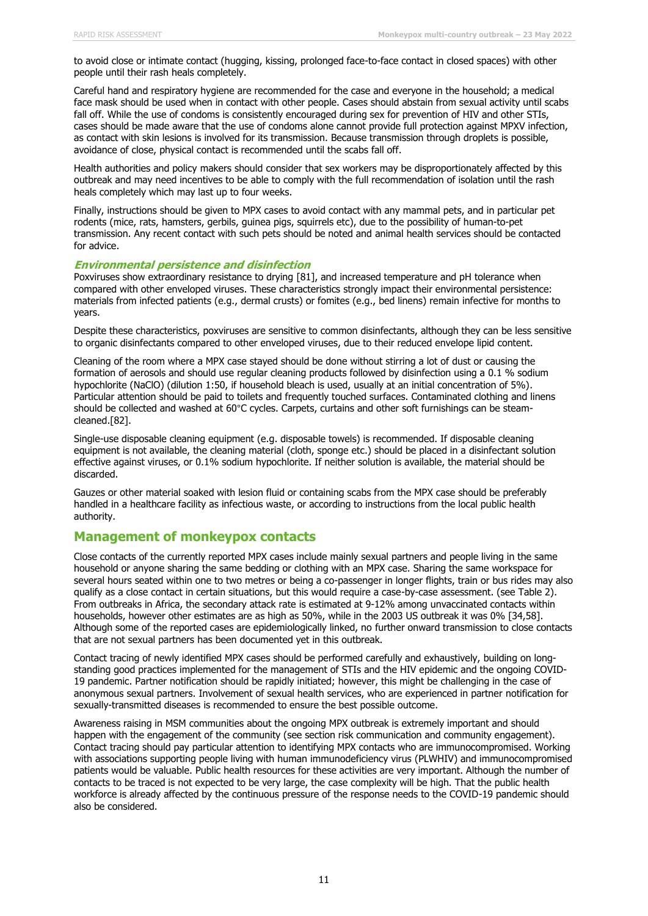to avoid close or intimate contact (hugging, kissing, prolonged face-to-face contact in closed spaces) with other people until their rash heals completely.

Careful hand and respiratory hygiene are recommended for the case and everyone in the household; a medical face mask should be used when in contact with other people. Cases should abstain from sexual activity until scabs fall off. While the use of condoms is consistently encouraged during sex for prevention of HIV and other STIs, cases should be made aware that the use of condoms alone cannot provide full protection against MPXV infection, as contact with skin lesions is involved for its transmission. Because transmission through droplets is possible, avoidance of close, physical contact is recommended until the scabs fall off.

Health authorities and policy makers should consider that sex workers may be disproportionately affected by this outbreak and may need incentives to be able to comply with the full recommendation of isolation until the rash heals completely which may last up to four weeks.

Finally, instructions should be given to MPX cases to avoid contact with any mammal pets, and in particular pet rodents (mice, rats, hamsters, gerbils, guinea pigs, squirrels etc), due to the possibility of human-to-pet transmission. Any recent contact with such pets should be noted and animal health services should be contacted for advice.

### *Environmental persistence and disinfection*

Poxviruses show extraordinary resistance to drying [81], and increased temperature and pH tolerance when compared with other enveloped viruses. These characteristics strongly impact their environmental persistence: materials from infected patients (e.g., dermal crusts) or fomites (e.g., bed linens) remain infective for months to years.

Despite these characteristics, poxviruses are sensitive to common disinfectants, although they can be less sensitive to organic disinfectants compared to other enveloped viruses, due to their reduced envelope lipid content.

Cleaning of the room where a MPX case stayed should be done without stirring a lot of dust or causing the formation of aerosols and should use regular cleaning products followed by disinfection using a 0.1 % sodium hypochlorite (NaClO) (dilution 1:50, if household bleach is used, usually at an initial concentration of 5%). Particular attention should be paid to toilets and frequently touched surfaces. Contaminated clothing and linens should be collected and washed at 60°C cycles. Carpets, curtains and other soft furnishings can be steam-cleaned.[82].

Single-use disposable cleaning equipment (e.g. disposable towels) is recommended. If disposable cleaning equipment is not available, the cleaning material (cloth, sponge etc.) should be placed in a disinfectant solution effective against viruses, or 0.1% sodium hypochlorite. If neither solution is available, the material should be discarded.

Gauzes or other material soaked with lesion fluid or containing scabs from the MPX case should be preferably handled in a healthcare facility as infectious waste, or according to instructions from the local public health authority.

## Management of monkeypox contacts

Close contacts of the currently reported MPX cases include mainly sexual partners and people living in the same household or anyone sharing the same bedding or clothing with an MPX case. Sharing the same workspace for several hours seated within one to two metres or being a co-passenger in longer flights, train or bus rides may also qualify as a close contact in certain situations, but this would require a case-by-case assessment. (see Table 2). From outbreaks in Africa, the secondary attack rate is estimated at 9-12% among unvaccinated contacts within households, however other estimates are as high as 50%, while in the 2003 US outbreak it was 0% [34,58]. Although some of the reported cases are epidemiologically linked, no further onward transmission to close contacts that are not sexual partners has been documented yet in this outbreak.

Contact tracing of newly identified MPX cases should be performed carefully and exhaustively, building on long-standing good practices implemented for the management of STIs and the HIV epidemic and the ongoing COVID-19 pandemic. Partner notification should be rapidly initiated; however, this might be challenging in the case of anonymous sexual partners. Involvement of sexual health services, who are experienced in partner notification for sexually-transmitted diseases is recommended to ensure the best possible outcome.

Awareness raising in MSM communities about the ongoing MPX outbreak is extremely important and should happen with the engagement of the community (see section risk communication and community engagement). Contact tracing should pay particular attention to identifying MPX contacts who are immunocompromised. Working with associations supporting people living with human immunodeficiency virus (PLWHIV) and immunocompromised patients would be valuable. Public health resources for these activities are very important. Although the number of contacts to be traced is not expected to be very large, the case complexity will be high. That the public health workforce is already affected by the continuous pressure of the response needs to the COVID-19 pandemic should also be considered.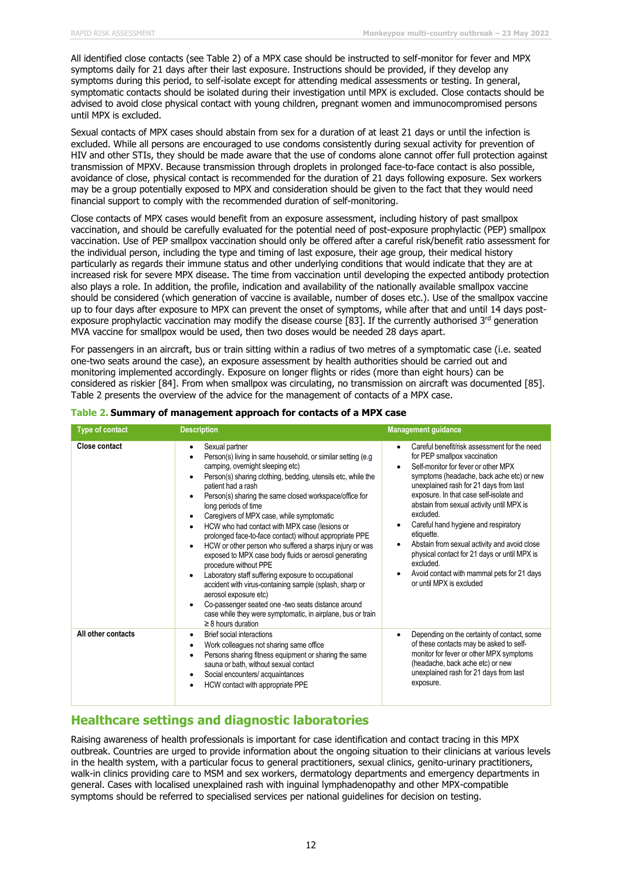All identified close contacts (see Table 2) of a MPX case should be instructed to self-monitor for fever and MPX symptoms daily for 21 days after their last exposure. Instructions should be provided, if they develop any symptoms during this period, to self-isolate except for attending medical assessments or testing. In general, symptomatic contacts should be isolated during their investigation until MPX is excluded. Close contacts should be advised to avoid close physical contact with young children, pregnant women and immunocompromised persons until MPX is excluded.

Sexual contacts of MPX cases should abstain from sex for a duration of at least 21 days or until the infection is excluded. While all persons are encouraged to use condoms consistently during sexual activity for prevention of HIV and other STIs, they should be made aware that the use of condoms alone cannot offer full protection against transmission of MPXV. Because transmission through droplets in prolonged face-to-face contact is also possible, avoidance of close, physical contact is recommended for the duration of 21 days following exposure. Sex workers may be a group potentially exposed to MPX and consideration should be given to the fact that they would need financial support to comply with the recommended duration of self-monitoring.

Close contacts of MPX cases would benefit from an exposure assessment, including history of past smallpox vaccination, and should be carefully evaluated for the potential need of post-exposure prophylactic (PEP) smallpox vaccination. Use of PEP smallpox vaccination should only be offered after a careful risk/benefit ratio assessment for the individual person, including the type and timing of last exposure, their age group, their medical history particularly as regards their immune status and other underlying conditions that would indicate that they are at increased risk for severe MPX disease. The time from vaccination until developing the expected antibody protection also plays a role. In addition, the profile, indication and availability of the nationally available smallpox vaccine should be considered (which generation of vaccine is available, number of doses etc.). Use of the smallpox vaccine up to four days after exposure to MPX can prevent the onset of symptoms, while after that and until 14 days post-exposure prophylactic vaccination may modify the disease course [83]. If the currently authorised 3rd generation MVA vaccine for smallpox would be used, then two doses would be needed 28 days apart.

For passengers in an aircraft, bus or train sitting within a radius of two metres of a symptomatic case (i.e. seated one-two seats around the case), an exposure assessment by health authorities should be carried out and monitoring implemented accordingly. Exposure on longer flights or rides (more than eight hours) can be considered as riskier [84]. From when smallpox was circulating, no transmission on aircraft was documented [85]. Table 2 presents the overview of the advice for the management of contacts of a MPX case.

**Table 2. Summary of management approach for contacts of a MPX case**

| Type of contact | Description | Management guidance |
|---|---|---|
| **Close contact** | • Sexual partner<br>• Person(s) living in same household, or similar setting (e.g camping, overnight sleeping etc)<br>• Person(s) sharing clothing, bedding, utensils etc, while the patient had a rash<br>• Person(s) sharing the same closed workspace/office for long periods of time<br>• Caregivers of MPX case, while symptomatic<br>• HCW who had contact with MPX case (lesions or prolonged face-to-face contact) without appropriate PPE<br>• HCW or other person who suffered a sharps injury or was exposed to MPX case body fluids or aerosol generating procedure without PPE<br>• Laboratory staff suffering exposure to occupational accident with virus-containing sample (splash, sharp or aerosol exposure etc)<br>• Co-passenger seated one -two seats distance around case while they were symptomatic, in airplane, bus or train ≥ 8 hours duration | • Careful benefit/risk assessment for the need for PEP smallpox vaccination<br>• Self-monitor for fever or other MPX symptoms (headache, back ache etc) or new unexplained rash for 21 days from last exposure. In that case self-isolate and abstain from sexual activity until MPX is excluded.<br>• Careful hand hygiene and respiratory etiquette.<br>• Abstain from sexual activity and avoid close physical contact for 21 days or until MPX is excluded.<br>• Avoid contact with mammal pets for 21 days or until MPX is excluded |
| **All other contacts** | • Brief social interactions<br>• Work colleagues not sharing same office<br>• Persons sharing fitness equipment or sharing the same sauna or bath, without sexual contact<br>• Social encounters/ acquaintances<br>• HCW contact with appropriate PPE | • Depending on the certainty of contact, some of these contacts may be asked to self-monitor for fever or other MPX symptoms (headache, back ache etc) or new unexplained rash for 21 days from last exposure. |

## Healthcare settings and diagnostic laboratories

Raising awareness of health professionals is important for case identification and contact tracing in this MPX outbreak. Countries are urged to provide information about the ongoing situation to their clinicians at various levels in the health system, with a particular focus to general practitioners, sexual clinics, genito-urinary practitioners, walk-in clinics providing care to MSM and sex workers, dermatology departments and emergency departments in general. Cases with localised unexplained rash with inguinal lymphadenopathy and other MPX-compatible symptoms should be referred to specialised services per national guidelines for decision on testing.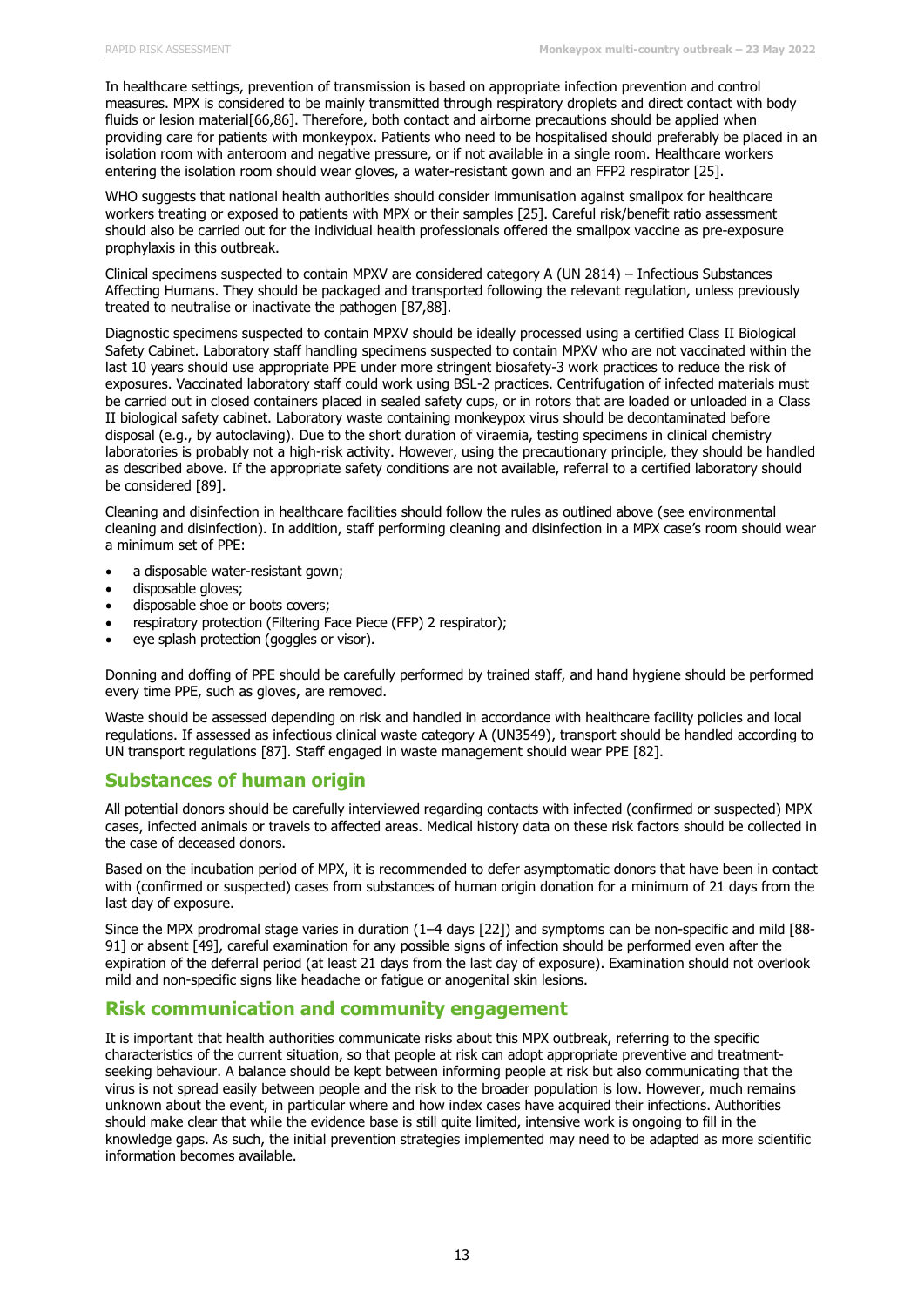In healthcare settings, prevention of transmission is based on appropriate infection prevention and control measures. MPX is considered to be mainly transmitted through respiratory droplets and direct contact with body fluids or lesion material[66,86]. Therefore, both contact and airborne precautions should be applied when providing care for patients with monkeypox. Patients who need to be hospitalised should preferably be placed in an isolation room with anteroom and negative pressure, or if not available in a single room. Healthcare workers entering the isolation room should wear gloves, a water-resistant gown and an FFP2 respirator [25].

WHO suggests that national health authorities should consider immunisation against smallpox for healthcare workers treating or exposed to patients with MPX or their samples [25]. Careful risk/benefit ratio assessment should also be carried out for the individual health professionals offered the smallpox vaccine as pre-exposure prophylaxis in this outbreak.

Clinical specimens suspected to contain MPXV are considered category A (UN 2814) – Infectious Substances Affecting Humans. They should be packaged and transported following the relevant regulation, unless previously treated to neutralise or inactivate the pathogen [87,88].

Diagnostic specimens suspected to contain MPXV should be ideally processed using a certified Class II Biological Safety Cabinet. Laboratory staff handling specimens suspected to contain MPXV who are not vaccinated within the last 10 years should use appropriate PPE under more stringent biosafety-3 work practices to reduce the risk of exposures. Vaccinated laboratory staff could work using BSL-2 practices. Centrifugation of infected materials must be carried out in closed containers placed in sealed safety cups, or in rotors that are loaded or unloaded in a Class II biological safety cabinet. Laboratory waste containing monkeypox virus should be decontaminated before disposal (e.g., by autoclaving). Due to the short duration of viraemia, testing specimens in clinical chemistry laboratories is probably not a high-risk activity. However, using the precautionary principle, they should be handled as described above. If the appropriate safety conditions are not available, referral to a certified laboratory should be considered [89].

Cleaning and disinfection in healthcare facilities should follow the rules as outlined above (see environmental cleaning and disinfection). In addition, staff performing cleaning and disinfection in a MPX case's room should wear a minimum set of PPE:

- a disposable water-resistant gown;
- disposable gloves;
- disposable shoe or boots covers;
- respiratory protection (Filtering Face Piece (FFP) 2 respirator);
- eye splash protection (goggles or visor).

Donning and doffing of PPE should be carefully performed by trained staff, and hand hygiene should be performed every time PPE, such as gloves, are removed.

Waste should be assessed depending on risk and handled in accordance with healthcare facility policies and local regulations. If assessed as infectious clinical waste category A (UN3549), transport should be handled according to UN transport regulations [87]. Staff engaged in waste management should wear PPE [82].

## Substances of human origin

All potential donors should be carefully interviewed regarding contacts with infected (confirmed or suspected) MPX cases, infected animals or travels to affected areas. Medical history data on these risk factors should be collected in the case of deceased donors.

Based on the incubation period of MPX, it is recommended to defer asymptomatic donors that have been in contact with (confirmed or suspected) cases from substances of human origin donation for a minimum of 21 days from the last day of exposure.

Since the MPX prodromal stage varies in duration (1–4 days [22]) and symptoms can be non-specific and mild [88-91] or absent [49], careful examination for any possible signs of infection should be performed even after the expiration of the deferral period (at least 21 days from the last day of exposure). Examination should not overlook mild and non-specific signs like headache or fatigue or anogenital skin lesions.

## Risk communication and community engagement

It is important that health authorities communicate risks about this MPX outbreak, referring to the specific characteristics of the current situation, so that people at risk can adopt appropriate preventive and treatment-seeking behaviour. A balance should be kept between informing people at risk but also communicating that the virus is not spread easily between people and the risk to the broader population is low. However, much remains unknown about the event, in particular where and how index cases have acquired their infections. Authorities should make clear that while the evidence base is still quite limited, intensive work is ongoing to fill in the knowledge gaps. As such, the initial prevention strategies implemented may need to be adapted as more scientific information becomes available.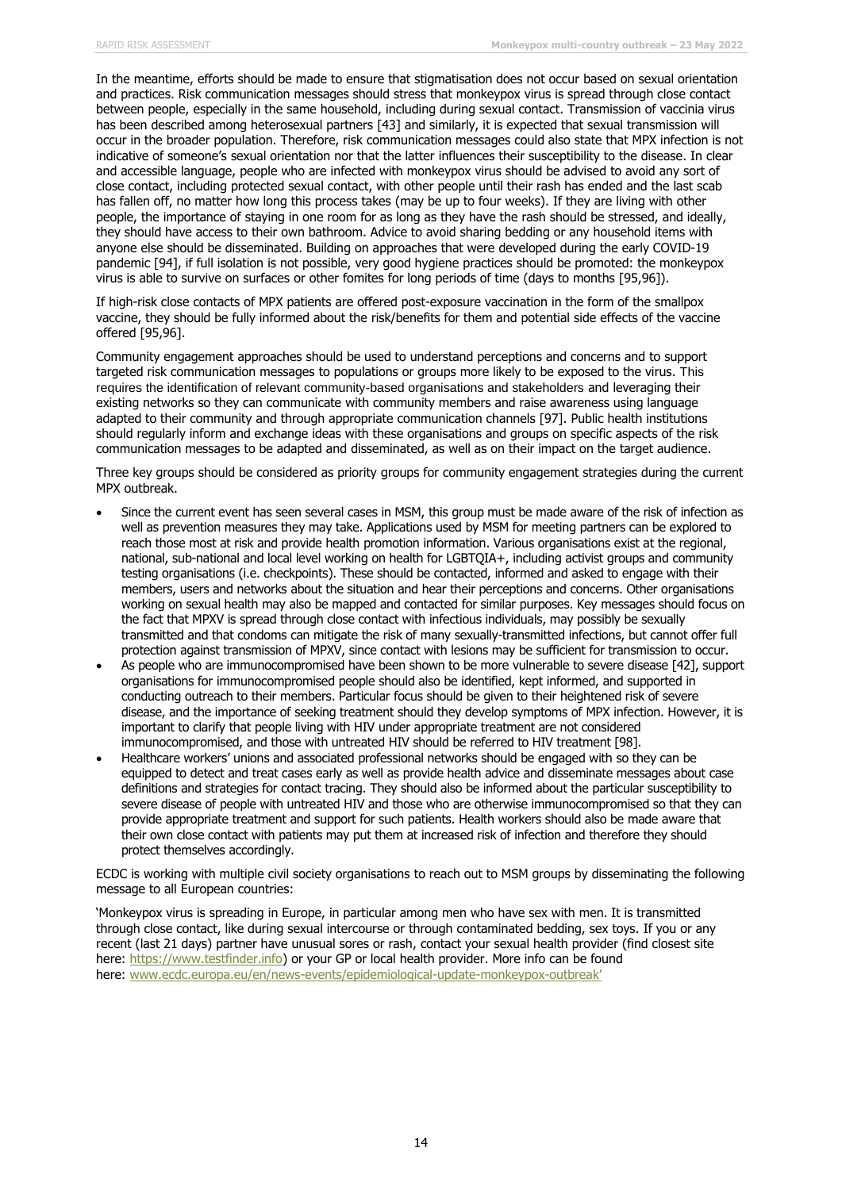In the meantime, efforts should be made to ensure that stigmatisation does not occur based on sexual orientation and practices. Risk communication messages should stress that monkeypox virus is spread through close contact between people, especially in the same household, including during sexual contact. Transmission of vaccinia virus has been described among heterosexual partners [43] and similarly, it is expected that sexual transmission will occur in the broader population. Therefore, risk communication messages could also state that MPX infection is not indicative of someone's sexual orientation nor that the latter influences their susceptibility to the disease. In clear and accessible language, people who are infected with monkeypox virus should be advised to avoid any sort of close contact, including protected sexual contact, with other people until their rash has ended and the last scab has fallen off, no matter how long this process takes (may be up to four weeks). If they are living with other people, the importance of staying in one room for as long as they have the rash should be stressed, and ideally, they should have access to their own bathroom. Advice to avoid sharing bedding or any household items with anyone else should be disseminated. Building on approaches that were developed during the early COVID-19 pandemic [94], if full isolation is not possible, very good hygiene practices should be promoted: the monkeypox virus is able to survive on surfaces or other fomites for long periods of time (days to months [95,96]).

If high-risk close contacts of MPX patients are offered post-exposure vaccination in the form of the smallpox vaccine, they should be fully informed about the risk/benefits for them and potential side effects of the vaccine offered [95,96].

Community engagement approaches should be used to understand perceptions and concerns and to support targeted risk communication messages to populations or groups more likely to be exposed to the virus. This requires the identification of relevant community-based organisations and stakeholders and leveraging their existing networks so they can communicate with community members and raise awareness using language adapted to their community and through appropriate communication channels [97]. Public health institutions should regularly inform and exchange ideas with these organisations and groups on specific aspects of the risk communication messages to be adapted and disseminated, as well as on their impact on the target audience.

Three key groups should be considered as priority groups for community engagement strategies during the current MPX outbreak.

- Since the current event has seen several cases in MSM, this group must be made aware of the risk of infection as well as prevention measures they may take. Applications used by MSM for meeting partners can be explored to reach those most at risk and provide health promotion information. Various organisations exist at the regional, national, sub-national and local level working on health for LGBTQIA+, including activist groups and community testing organisations (i.e. checkpoints). These should be contacted, informed and asked to engage with their members, users and networks about the situation and hear their perceptions and concerns. Other organisations working on sexual health may also be mapped and contacted for similar purposes. Key messages should focus on the fact that MPXV is spread through close contact with infectious individuals, may possibly be sexually transmitted and that condoms can mitigate the risk of many sexually-transmitted infections, but cannot offer full protection against transmission of MPXV, since contact with lesions may be sufficient for transmission to occur.
- As people who are immunocompromised have been shown to be more vulnerable to severe disease [42], support organisations for immunocompromised people should also be identified, kept informed, and supported in conducting outreach to their members. Particular focus should be given to their heightened risk of severe disease, and the importance of seeking treatment should they develop symptoms of MPX infection. However, it is important to clarify that people living with HIV under appropriate treatment are not considered immunocompromised, and those with untreated HIV should be referred to HIV treatment [98].
- Healthcare workers' unions and associated professional networks should be engaged with so they can be equipped to detect and treat cases early as well as provide health advice and disseminate messages about case definitions and strategies for contact tracing. They should also be informed about the particular susceptibility to severe disease of people with untreated HIV and those who are otherwise immunocompromised so that they can provide appropriate treatment and support for such patients. Health workers should also be made aware that their own close contact with patients may put them at increased risk of infection and therefore they should protect themselves accordingly.

ECDC is working with multiple civil society organisations to reach out to MSM groups by disseminating the following message to all European countries:

'Monkeypox virus is spreading in Europe, in particular among men who have sex with men. It is transmitted through close contact, like during sexual intercourse or through contaminated bedding, sex toys. If you or any recent (last 21 days) partner have unusual sores or rash, contact your sexual health provider (find closest site here: https://www.testfinder.info) or your GP or local health provider. More info can be found here: www.ecdc.europa.eu/en/news-events/epidemiological-update-monkeypox-outbreak'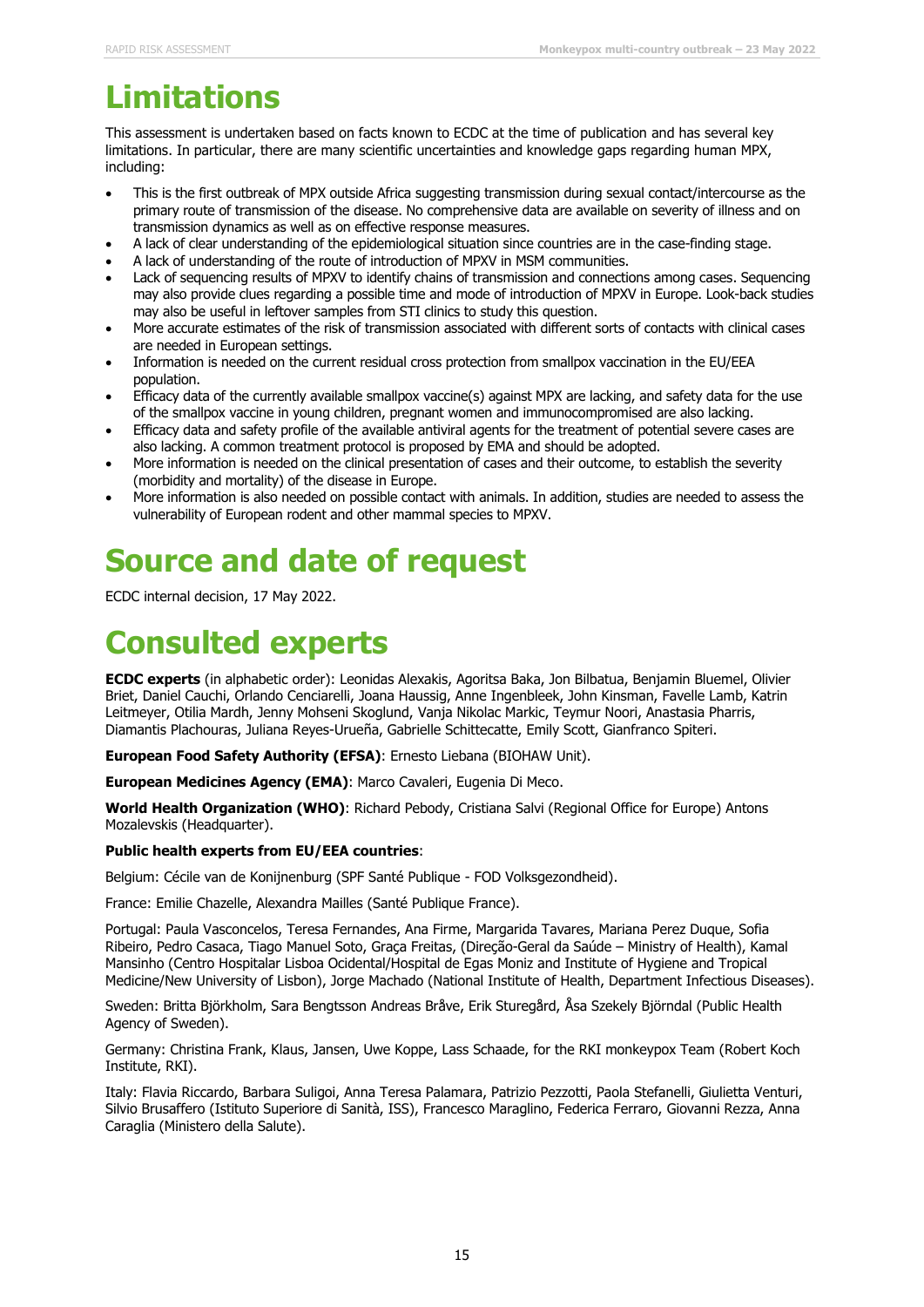# Limitations

This assessment is undertaken based on facts known to ECDC at the time of publication and has several key limitations. In particular, there are many scientific uncertainties and knowledge gaps regarding human MPX, including:

- This is the first outbreak of MPX outside Africa suggesting transmission during sexual contact/intercourse as the primary route of transmission of the disease. No comprehensive data are available on severity of illness and on transmission dynamics as well as on effective response measures.
- A lack of clear understanding of the epidemiological situation since countries are in the case-finding stage.
- A lack of understanding of the route of introduction of MPXV in MSM communities.
- Lack of sequencing results of MPXV to identify chains of transmission and connections among cases. Sequencing may also provide clues regarding a possible time and mode of introduction of MPXV in Europe. Look-back studies may also be useful in leftover samples from STI clinics to study this question.
- More accurate estimates of the risk of transmission associated with different sorts of contacts with clinical cases are needed in European settings.
- Information is needed on the current residual cross protection from smallpox vaccination in the EU/EEA population.
- Efficacy data of the currently available smallpox vaccine(s) against MPX are lacking, and safety data for the use of the smallpox vaccine in young children, pregnant women and immunocompromised are also lacking.
- Efficacy data and safety profile of the available antiviral agents for the treatment of potential severe cases are also lacking. A common treatment protocol is proposed by EMA and should be adopted.
- More information is needed on the clinical presentation of cases and their outcome, to establish the severity (morbidity and mortality) of the disease in Europe.
- More information is also needed on possible contact with animals. In addition, studies are needed to assess the vulnerability of European rodent and other mammal species to MPXV.

# Source and date of request

ECDC internal decision, 17 May 2022.

# Consulted experts

**ECDC experts** (in alphabetic order): Leonidas Alexakis, Agoritsa Baka, Jon Bilbatua, Benjamin Bluemel, Olivier Briet, Daniel Cauchi, Orlando Cenciarelli, Joana Haussig, Anne Ingenbleek, John Kinsman, Favelle Lamb, Katrin Leitmeyer, Otilia Mardh, Jenny Mohseni Skoglund, Vanja Nikolac Markic, Teymur Noori, Anastasia Pharris, Diamantis Plachouras, Juliana Reyes-Urueña, Gabrielle Schittecatte, Emily Scott, Gianfranco Spiteri.

**European Food Safety Authority (EFSA)**: Ernesto Liebana (BIOHAW Unit).

**European Medicines Agency (EMA)**: Marco Cavaleri, Eugenia Di Meco.

**World Health Organization (WHO)**: Richard Pebody, Cristiana Salvi (Regional Office for Europe) Antons Mozalevskis (Headquarter).

**Public health experts from EU/EEA countries**:

Belgium: Cécile van de Konijnenburg (SPF Santé Publique - FOD Volksgezondheid).

France: Emilie Chazelle, Alexandra Mailles (Santé Publique France).

Portugal: Paula Vasconcelos, Teresa Fernandes, Ana Firme, Margarida Tavares, Mariana Perez Duque, Sofia Ribeiro, Pedro Casaca, Tiago Manuel Soto, Graça Freitas, (Direção-Geral da Saúde – Ministry of Health), Kamal Mansinho (Centro Hospitalar Lisboa Ocidental/Hospital de Egas Moniz and Institute of Hygiene and Tropical Medicine/New University of Lisbon), Jorge Machado (National Institute of Health, Department Infectious Diseases).

Sweden: Britta Björkholm, Sara Bengtsson Andreas Bråve, Erik Sturegård, Åsa Szekely Björndal (Public Health Agency of Sweden).

Germany: Christina Frank, Klaus, Jansen, Uwe Koppe, Lass Schaade, for the RKI monkeypox Team (Robert Koch Institute, RKI).

Italy: Flavia Riccardo, Barbara Suligoi, Anna Teresa Palamara, Patrizio Pezzotti, Paola Stefanelli, Giulietta Venturi, Silvio Brusaffero (Istituto Superiore di Sanità, ISS), Francesco Maraglino, Federica Ferraro, Giovanni Rezza, Anna Caraglia (Ministero della Salute).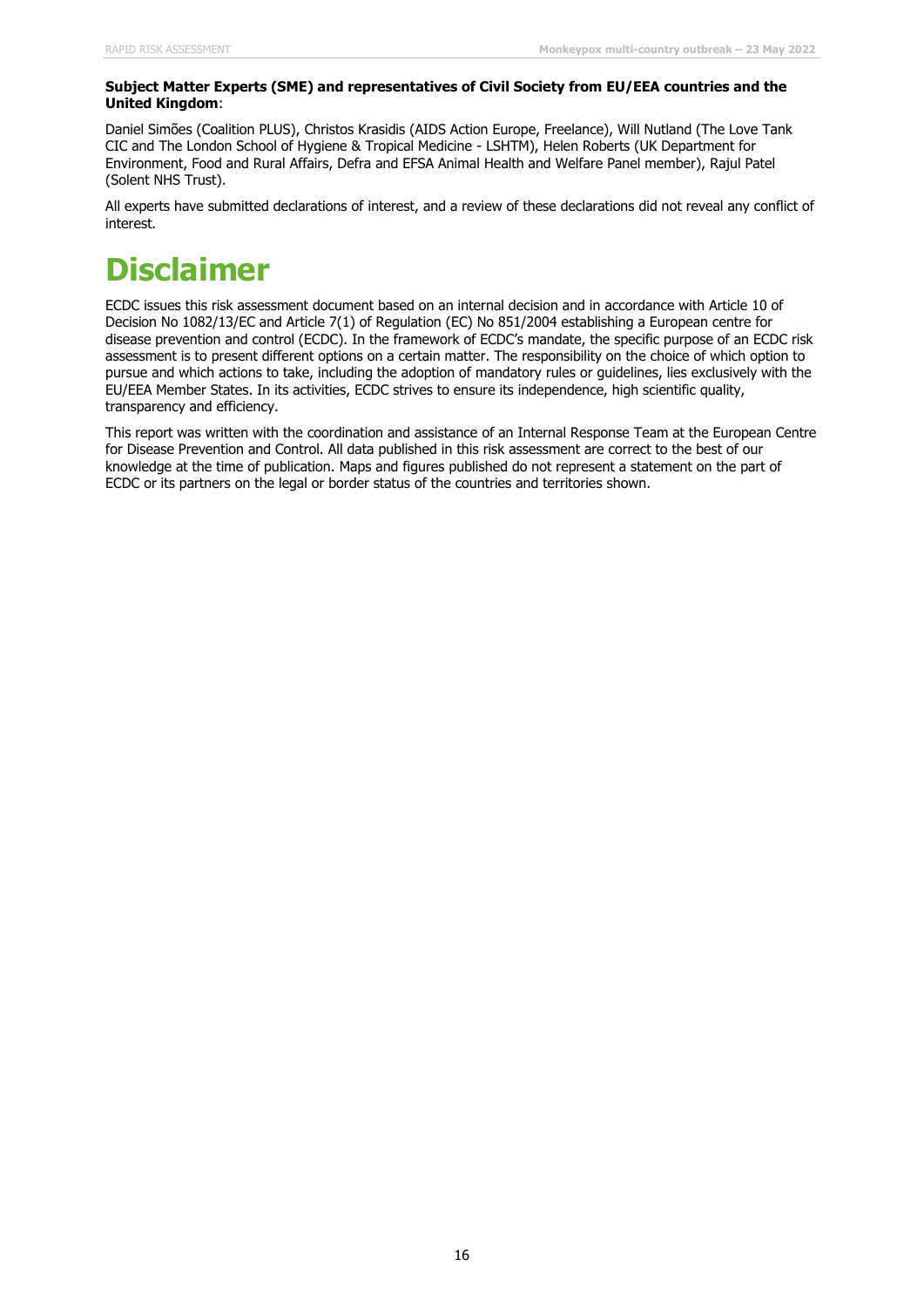**Subject Matter Experts (SME) and representatives of Civil Society from EU/EEA countries and the United Kingdom**:

Daniel Simões (Coalition PLUS), Christos Krasidis (AIDS Action Europe, Freelance), Will Nutland (The Love Tank CIC and The London School of Hygiene & Tropical Medicine - LSHTM), Helen Roberts (UK Department for Environment, Food and Rural Affairs, Defra and EFSA Animal Health and Welfare Panel member), Rajul Patel (Solent NHS Trust).

All experts have submitted declarations of interest, and a review of these declarations did not reveal any conflict of interest.

# Disclaimer

ECDC issues this risk assessment document based on an internal decision and in accordance with Article 10 of Decision No 1082/13/EC and Article 7(1) of Regulation (EC) No 851/2004 establishing a European centre for disease prevention and control (ECDC). In the framework of ECDC's mandate, the specific purpose of an ECDC risk assessment is to present different options on a certain matter. The responsibility on the choice of which option to pursue and which actions to take, including the adoption of mandatory rules or guidelines, lies exclusively with the EU/EEA Member States. In its activities, ECDC strives to ensure its independence, high scientific quality, transparency and efficiency.

This report was written with the coordination and assistance of an Internal Response Team at the European Centre for Disease Prevention and Control. All data published in this risk assessment are correct to the best of our knowledge at the time of publication. Maps and figures published do not represent a statement on the part of ECDC or its partners on the legal or border status of the countries and territories shown.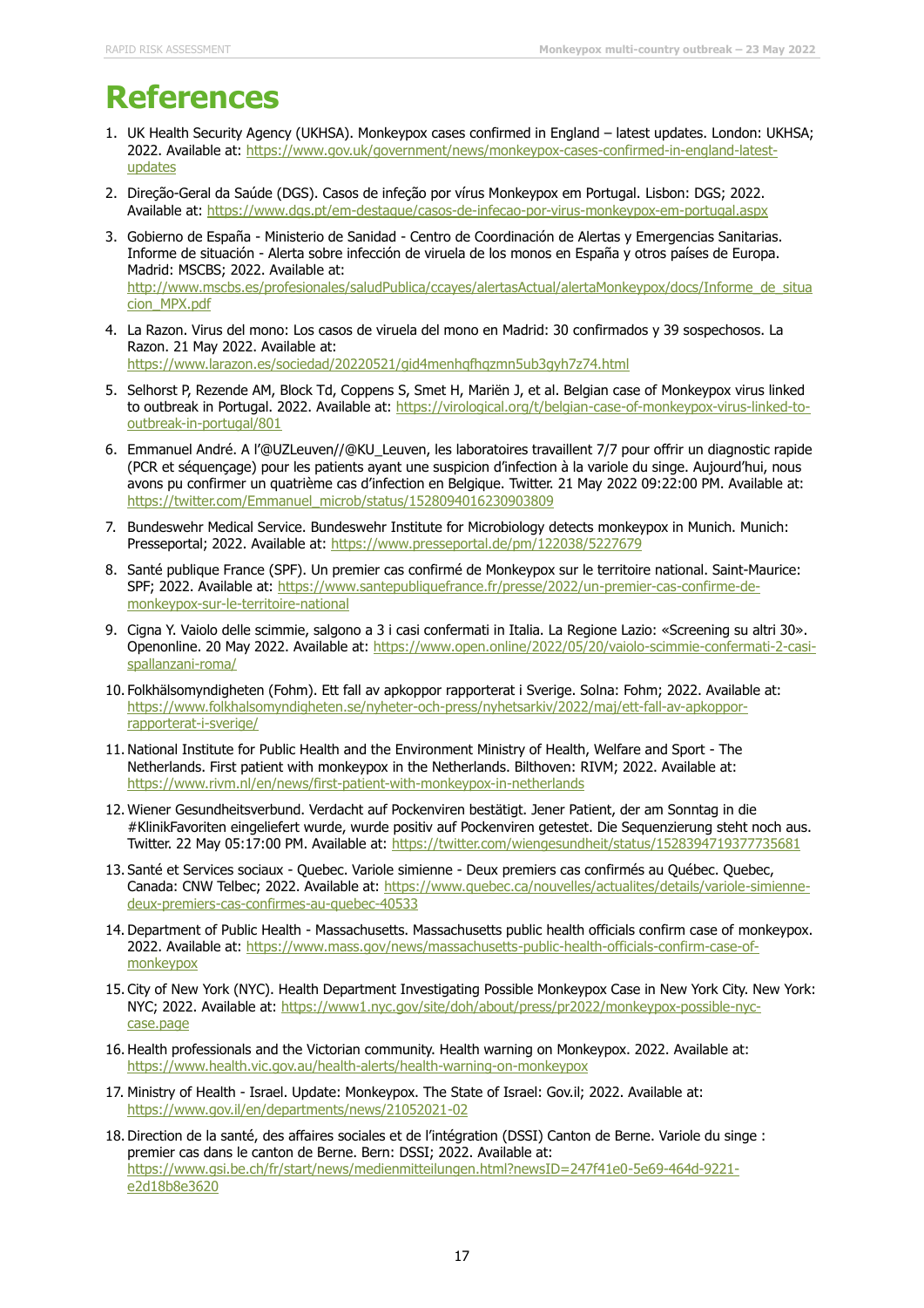# References

1. UK Health Security Agency (UKHSA). Monkeypox cases confirmed in England – latest updates. London: UKHSA; 2022. Available at: https://www.gov.uk/government/news/monkeypox-cases-confirmed-in-england-latest-updates
2. Direção-Geral da Saúde (DGS). Casos de infeção por vírus Monkeypox em Portugal. Lisbon: DGS; 2022. Available at: https://www.dgs.pt/em-destaque/casos-de-infecao-por-virus-monkeypox-em-portugal.aspx
3. Gobierno de España - Ministerio de Sanidad - Centro de Coordinación de Alertas y Emergencias Sanitarias. Informe de situación - Alerta sobre infección de viruela de los monos en España y otros países de Europa. Madrid: MSCBS; 2022. Available at: http://www.mscbs.es/profesionales/saludPublica/ccayes/alertasActual/alertaMonkeypox/docs/Informe_de_situacion_MPX.pdf
4. La Razon. Virus del mono: Los casos de viruela del mono en Madrid: 30 confirmados y 39 sospechosos. La Razon. 21 May 2022. Available at: https://www.larazon.es/sociedad/20220521/gid4menhqfhqzmn5ub3gyh7z74.html
5. Selhorst P, Rezende AM, Block Td, Coppens S, Smet H, Mariën J, et al. Belgian case of Monkeypox virus linked to outbreak in Portugal. 2022. Available at: https://virological.org/t/belgian-case-of-monkeypox-virus-linked-to-outbreak-in-portugal/801
6. Emmanuel André. A l'@UZLeuven//@KU_Leuven, les laboratoires travaillent 7/7 pour offrir un diagnostic rapide (PCR et séquençage) pour les patients ayant une suspicion d'infection à la variole du singe. Aujourd'hui, nous avons pu confirmer un quatrième cas d'infection en Belgique. Twitter. 21 May 2022 09:22:00 PM. Available at: https://twitter.com/Emmanuel_microb/status/1528094016230903809
7. Bundeswehr Medical Service. Bundeswehr Institute for Microbiology detects monkeypox in Munich. Munich: Presseportal; 2022. Available at: https://www.presseportal.de/pm/122038/5227679
8. Santé publique France (SPF). Un premier cas confirmé de Monkeypox sur le territoire national. Saint-Maurice: SPF; 2022. Available at: https://www.santepubliquefrance.fr/presse/2022/un-premier-cas-confirme-de-monkeypox-sur-le-territoire-national
9. Cigna Y. Vaiolo delle scimmie, salgono a 3 i casi confermati in Italia. La Regione Lazio: «Screening su altri 30». Openonline. 20 May 2022. Available at: https://www.open.online/2022/05/20/vaiolo-scimmie-confermati-2-casi-spallanzani-roma/
10. Folkhälsomyndigheten (Fohm). Ett fall av apkoppor rapporterat i Sverige. Solna: Fohm; 2022. Available at: https://www.folkhalsomyndigheten.se/nyheter-och-press/nyhetsarkiv/2022/maj/ett-fall-av-apkoppor-rapporterat-i-sverige/
11. National Institute for Public Health and the Environment Ministry of Health, Welfare and Sport - The Netherlands. First patient with monkeypox in the Netherlands. Bilthoven: RIVM; 2022. Available at: https://www.rivm.nl/en/news/first-patient-with-monkeypox-in-netherlands
12. Wiener Gesundheitsverbund. Verdacht auf Pockenviren bestätigt. Jener Patient, der am Sonntag in die #KlinikFavoriten eingeliefert wurde, wurde positiv auf Pockenviren getestet. Die Sequenzierung steht noch aus. Twitter. 22 May 05:17:00 PM. Available at: https://twitter.com/wiengesundheit/status/1528394719377735681
13. Santé et Services sociaux - Quebec. Variole simienne - Deux premiers cas confirmés au Québec. Quebec, Canada: CNW Telbec; 2022. Available at: https://www.quebec.ca/nouvelles/actualites/details/variole-simienne-deux-premiers-cas-confirmes-au-quebec-40533
14. Department of Public Health - Massachusetts. Massachusetts public health officials confirm case of monkeypox. 2022. Available at: https://www.mass.gov/news/massachusetts-public-health-officials-confirm-case-of-monkeypox
15. City of New York (NYC). Health Department Investigating Possible Monkeypox Case in New York City. New York: NYC; 2022. Available at: https://www1.nyc.gov/site/doh/about/press/pr2022/monkeypox-possible-nyc-case.page
16. Health professionals and the Victorian community. Health warning on Monkeypox. 2022. Available at: https://www.health.vic.gov.au/health-alerts/health-warning-on-monkeypox
17. Ministry of Health - Israel. Update: Monkeypox. The State of Israel: Gov.il; 2022. Available at: https://www.gov.il/en/departments/news/21052021-02
18. Direction de la santé, des affaires sociales et de l'intégration (DSSI) Canton de Berne. Variole du singe : premier cas dans le canton de Berne. Bern: DSSI; 2022. Available at: https://www.gsi.be.ch/fr/start/news/medienmitteilungen.html?newsID=247f41e0-5e69-464d-9221-e2d18b8e3620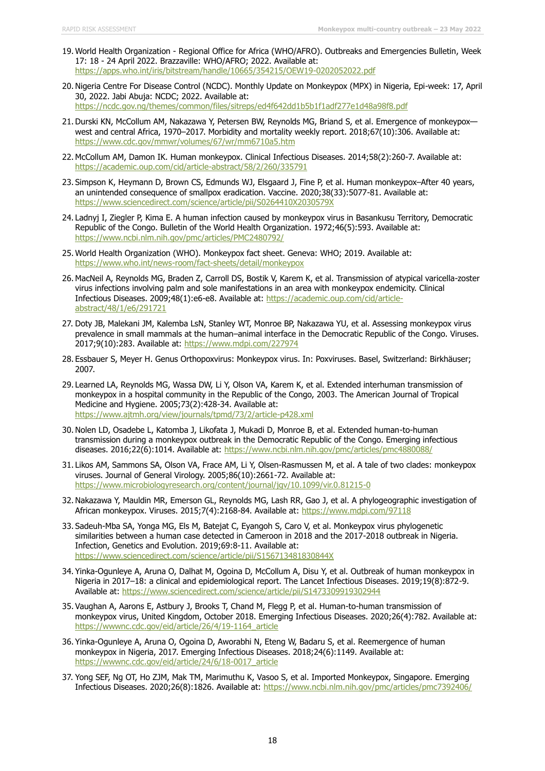19. World Health Organization - Regional Office for Africa (WHO/AFRO). Outbreaks and Emergencies Bulletin, Week 17: 18 - 24 April 2022. Brazzaville: WHO/AFRO; 2022. Available at: https://apps.who.int/iris/bitstream/handle/10665/354215/OEW19-0202052022.pdf

20. Nigeria Centre For Disease Control (NCDC). Monthly Update on Monkeypox (MPX) in Nigeria, Epi-week: 17, April 30, 2022. Jabi Abuja: NCDC; 2022. Available at: https://ncdc.gov.ng/themes/common/files/sitreps/ed4f642dd1b5b1f1adf277e1d48a98f8.pdf

21. Durski KN, McCollum AM, Nakazawa Y, Petersen BW, Reynolds MG, Briand S, et al. Emergence of monkeypox—west and central Africa, 1970–2017. Morbidity and mortality weekly report. 2018;67(10):306. Available at: https://www.cdc.gov/mmwr/volumes/67/wr/mm6710a5.htm

22. McCollum AM, Damon IK. Human monkeypox. Clinical Infectious Diseases. 2014;58(2):260-7. Available at: https://academic.oup.com/cid/article-abstract/58/2/260/335791

23. Simpson K, Heymann D, Brown CS, Edmunds WJ, Elsgaard J, Fine P, et al. Human monkeypox–After 40 years, an unintended consequence of smallpox eradication. Vaccine. 2020;38(33):5077-81. Available at: https://www.sciencedirect.com/science/article/pii/S0264410X2030579X

24. Ladnyj I, Ziegler P, Kima E. A human infection caused by monkeypox virus in Basankusu Territory, Democratic Republic of the Congo. Bulletin of the World Health Organization. 1972;46(5):593. Available at: https://www.ncbi.nlm.nih.gov/pmc/articles/PMC2480792/

25. World Health Organization (WHO). Monkeypox fact sheet. Geneva: WHO; 2019. Available at: https://www.who.int/news-room/fact-sheets/detail/monkeypox

26. MacNeil A, Reynolds MG, Braden Z, Carroll DS, Bostik V, Karem K, et al. Transmission of atypical varicella-zoster virus infections involving palm and sole manifestations in an area with monkeypox endemicity. Clinical Infectious Diseases. 2009;48(1):e6-e8. Available at: https://academic.oup.com/cid/article-abstract/48/1/e6/291721

27. Doty JB, Malekani JM, Kalemba LsN, Stanley WT, Monroe BP, Nakazawa YU, et al. Assessing monkeypox virus prevalence in small mammals at the human–animal interface in the Democratic Republic of the Congo. Viruses. 2017;9(10):283. Available at: https://www.mdpi.com/227974

28. Essbauer S, Meyer H. Genus Orthopoxvirus: Monkeypox virus. In: Poxviruses. Basel, Switzerland: Birkhäuser; 2007.

29. Learned LA, Reynolds MG, Wassa DW, Li Y, Olson VA, Karem K, et al. Extended interhuman transmission of monkeypox in a hospital community in the Republic of the Congo, 2003. The American Journal of Tropical Medicine and Hygiene. 2005;73(2):428-34. Available at: https://www.ajtmh.org/view/journals/tpmd/73/2/article-p428.xml

30. Nolen LD, Osadebe L, Katomba J, Likofata J, Mukadi D, Monroe B, et al. Extended human-to-human transmission during a monkeypox outbreak in the Democratic Republic of the Congo. Emerging infectious diseases. 2016;22(6):1014. Available at: https://www.ncbi.nlm.nih.gov/pmc/articles/pmc4880088/

31. Likos AM, Sammons SA, Olson VA, Frace AM, Li Y, Olsen-Rasmussen M, et al. A tale of two clades: monkeypox viruses. Journal of General Virology. 2005;86(10):2661-72. Available at: https://www.microbiologyresearch.org/content/journal/jgv/10.1099/vir.0.81215-0

32. Nakazawa Y, Mauldin MR, Emerson GL, Reynolds MG, Lash RR, Gao J, et al. A phylogeographic investigation of African monkeypox. Viruses. 2015;7(4):2168-84. Available at: https://www.mdpi.com/97118

33. Sadeuh-Mba SA, Yonga MG, Els M, Batejat C, Eyangoh S, Caro V, et al. Monkeypox virus phylogenetic similarities between a human case detected in Cameroon in 2018 and the 2017-2018 outbreak in Nigeria. Infection, Genetics and Evolution. 2019;69:8-11. Available at: https://www.sciencedirect.com/science/article/pii/S156713481830844X

34. Yinka-Ogunleye A, Aruna O, Dalhat M, Ogoina D, McCollum A, Disu Y, et al. Outbreak of human monkeypox in Nigeria in 2017–18: a clinical and epidemiological report. The Lancet Infectious Diseases. 2019;19(8):872-9. Available at: https://www.sciencedirect.com/science/article/pii/S1473309919302944

35. Vaughan A, Aarons E, Astbury J, Brooks T, Chand M, Flegg P, et al. Human-to-human transmission of monkeypox virus, United Kingdom, October 2018. Emerging Infectious Diseases. 2020;26(4):782. Available at: https://wwwnc.cdc.gov/eid/article/26/4/19-1164_article

36. Yinka-Ogunleye A, Aruna O, Ogoina D, Aworabhi N, Eteng W, Badaru S, et al. Reemergence of human monkeypox in Nigeria, 2017. Emerging Infectious Diseases. 2018;24(6):1149. Available at: https://wwwnc.cdc.gov/eid/article/24/6/18-0017_article

37. Yong SEF, Ng OT, Ho ZJM, Mak TM, Marimuthu K, Vasoo S, et al. Imported Monkeypox, Singapore. Emerging Infectious Diseases. 2020;26(8):1826. Available at: https://www.ncbi.nlm.nih.gov/pmc/articles/pmc7392406/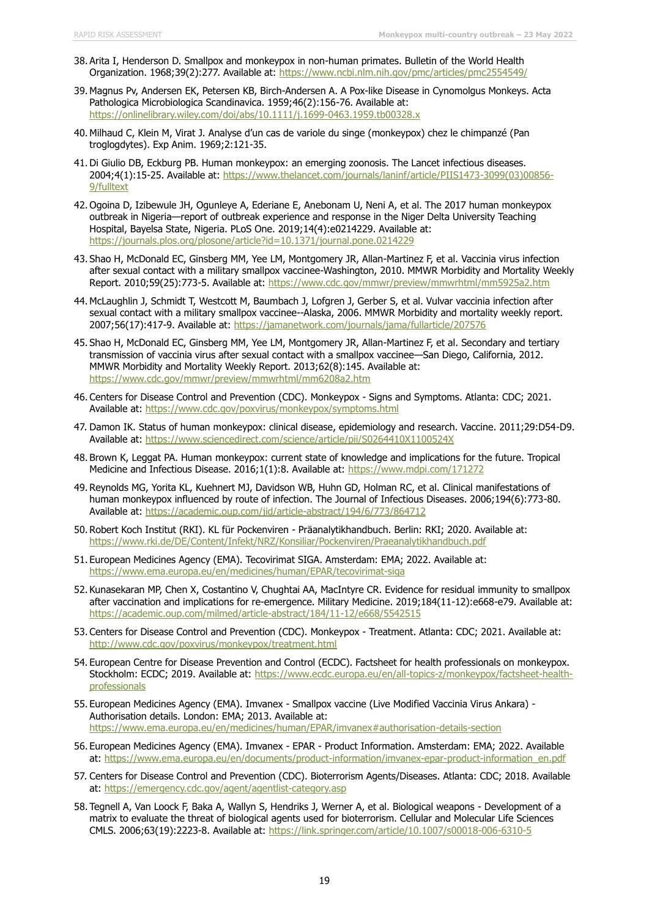38. Arita I, Henderson D. Smallpox and monkeypox in non-human primates. Bulletin of the World Health Organization. 1968;39(2):277. Available at: https://www.ncbi.nlm.nih.gov/pmc/articles/pmc2554549/

39. Magnus Pv, Andersen EK, Petersen KB, Birch-Andersen A. A Pox-like Disease in Cynomolgus Monkeys. Acta Pathologica Microbiologica Scandinavica. 1959;46(2):156-76. Available at: https://onlinelibrary.wiley.com/doi/abs/10.1111/j.1699-0463.1959.tb00328.x

40. Milhaud C, Klein M, Virat J. Analyse d'un cas de variole du singe (monkeypox) chez le chimpanzé (Pan troglogdytes). Exp Anim. 1969;2:121-35.

41. Di Giulio DB, Eckburg PB. Human monkeypox: an emerging zoonosis. The Lancet infectious diseases. 2004;4(1):15-25. Available at: https://www.thelancet.com/journals/laninf/article/PIIS1473-3099(03)00856-9/fulltext

42. Ogoina D, Izibewule JH, Ogunleye A, Ederiane E, Anebonam U, Neni A, et al. The 2017 human monkeypox outbreak in Nigeria—report of outbreak experience and response in the Niger Delta University Teaching Hospital, Bayelsa State, Nigeria. PLoS One. 2019;14(4):e0214229. Available at: https://journals.plos.org/plosone/article?id=10.1371/journal.pone.0214229

43. Shao H, McDonald EC, Ginsberg MM, Yee LM, Montgomery JR, Allan-Martinez F, et al. Vaccinia virus infection after sexual contact with a military smallpox vaccinee-Washington, 2010. MMWR Morbidity and Mortality Weekly Report. 2010;59(25):773-5. Available at: https://www.cdc.gov/mmwr/preview/mmwrhtml/mm5925a2.htm

44. McLaughlin J, Schmidt T, Westcott M, Baumbach J, Lofgren J, Gerber S, et al. Vulvar vaccinia infection after sexual contact with a military smallpox vaccinee--Alaska, 2006. MMWR Morbidity and mortality weekly report. 2007;56(17):417-9. Available at: https://jamanetwork.com/journals/jama/fullarticle/207576

45. Shao H, McDonald EC, Ginsberg MM, Yee LM, Montgomery JR, Allan-Martinez F, et al. Secondary and tertiary transmission of vaccinia virus after sexual contact with a smallpox vaccinee—San Diego, California, 2012. MMWR Morbidity and Mortality Weekly Report. 2013;62(8):145. Available at: https://www.cdc.gov/mmwr/preview/mmwrhtml/mm6208a2.htm

46. Centers for Disease Control and Prevention (CDC). Monkeypox - Signs and Symptoms. Atlanta: CDC; 2021. Available at: https://www.cdc.gov/poxvirus/monkeypox/symptoms.html

47. Damon IK. Status of human monkeypox: clinical disease, epidemiology and research. Vaccine. 2011;29:D54-D9. Available at: https://www.sciencedirect.com/science/article/pii/S0264410X1100524X

48. Brown K, Leggat PA. Human monkeypox: current state of knowledge and implications for the future. Tropical Medicine and Infectious Disease. 2016;1(1):8. Available at: https://www.mdpi.com/171272

49. Reynolds MG, Yorita KL, Kuehnert MJ, Davidson WB, Huhn GD, Holman RC, et al. Clinical manifestations of human monkeypox influenced by route of infection. The Journal of Infectious Diseases. 2006;194(6):773-80. Available at: https://academic.oup.com/jid/article-abstract/194/6/773/864712

50. Robert Koch Institut (RKI). KL für Pockenviren - Präanalytikhandbuch. Berlin: RKI; 2020. Available at: https://www.rki.de/DE/Content/Infekt/NRZ/Konsiliar/Pockenviren/Praeanalytikhandbuch.pdf

51. European Medicines Agency (EMA). Tecovirimat SIGA. Amsterdam: EMA; 2022. Available at: https://www.ema.europa.eu/en/medicines/human/EPAR/tecovirimat-siga

52. Kunasekaran MP, Chen X, Costantino V, Chughtai AA, MacIntyre CR. Evidence for residual immunity to smallpox after vaccination and implications for re-emergence. Military Medicine. 2019;184(11-12):e668-e79. Available at: https://academic.oup.com/milmed/article-abstract/184/11-12/e668/5542515

53. Centers for Disease Control and Prevention (CDC). Monkeypox - Treatment. Atlanta: CDC; 2021. Available at: http://www.cdc.gov/poxvirus/monkeypox/treatment.html

54. European Centre for Disease Prevention and Control (ECDC). Factsheet for health professionals on monkeypox. Stockholm: ECDC; 2019. Available at: https://www.ecdc.europa.eu/en/all-topics-z/monkeypox/factsheet-health-professionals

55. European Medicines Agency (EMA). Imvanex - Smallpox vaccine (Live Modified Vaccinia Virus Ankara) - Authorisation details. London: EMA; 2013. Available at: https://www.ema.europa.eu/en/medicines/human/EPAR/imvanex#authorisation-details-section

56. European Medicines Agency (EMA). Imvanex - EPAR - Product Information. Amsterdam: EMA; 2022. Available at: https://www.ema.europa.eu/en/documents/product-information/imvanex-epar-product-information_en.pdf

57. Centers for Disease Control and Prevention (CDC). Bioterrorism Agents/Diseases. Atlanta: CDC; 2018. Available at: https://emergency.cdc.gov/agent/agentlist-category.asp

58. Tegnell A, Van Loock F, Baka A, Wallyn S, Hendriks J, Werner A, et al. Biological weapons - Development of a matrix to evaluate the threat of biological agents used for bioterrorism. Cellular and Molecular Life Sciences CMLS. 2006;63(19):2223-8. Available at: https://link.springer.com/article/10.1007/s00018-006-6310-5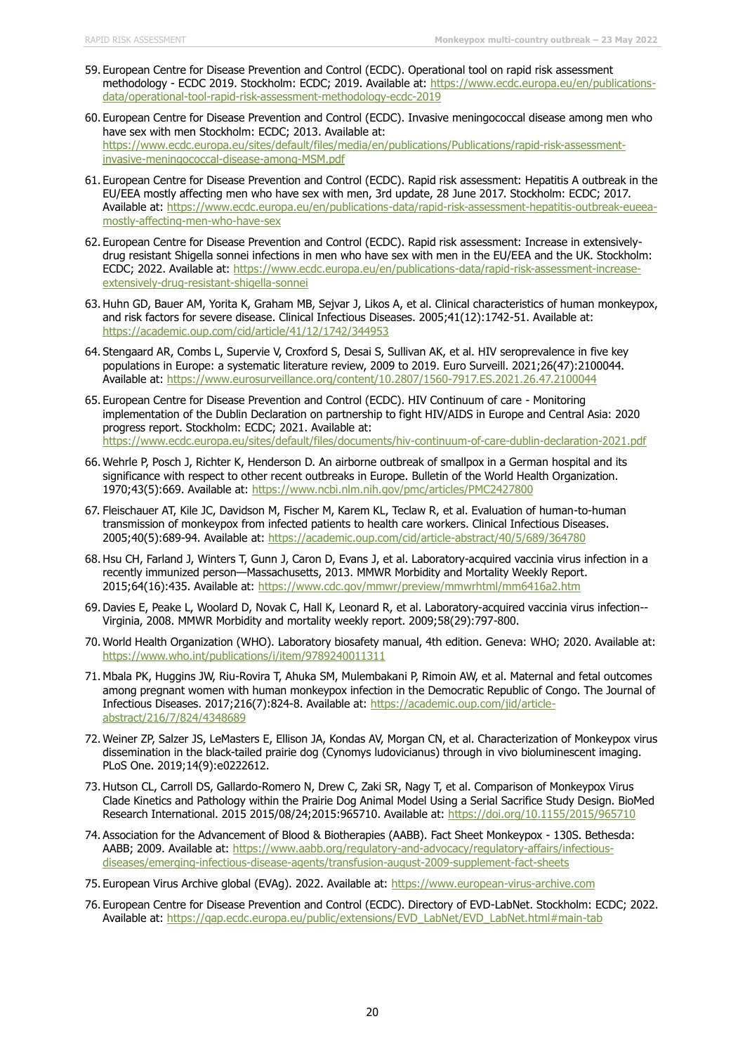59. European Centre for Disease Prevention and Control (ECDC). Operational tool on rapid risk assessment methodology - ECDC 2019. Stockholm: ECDC; 2019. Available at: https://www.ecdc.europa.eu/en/publications-data/operational-tool-rapid-risk-assessment-methodology-ecdc-2019
60. European Centre for Disease Prevention and Control (ECDC). Invasive meningococcal disease among men who have sex with men Stockholm: ECDC; 2013. Available at: https://www.ecdc.europa.eu/sites/default/files/media/en/publications/Publications/rapid-risk-assessment-invasive-meningococcal-disease-among-MSM.pdf
61. European Centre for Disease Prevention and Control (ECDC). Rapid risk assessment: Hepatitis A outbreak in the EU/EEA mostly affecting men who have sex with men, 3rd update, 28 June 2017. Stockholm: ECDC; 2017. Available at: https://www.ecdc.europa.eu/en/publications-data/rapid-risk-assessment-hepatitis-outbreak-eueea-mostly-affecting-men-who-have-sex
62. European Centre for Disease Prevention and Control (ECDC). Rapid risk assessment: Increase in extensively-drug resistant Shigella sonnei infections in men who have sex with men in the EU/EEA and the UK. Stockholm: ECDC; 2022. Available at: https://www.ecdc.europa.eu/en/publications-data/rapid-risk-assessment-increase-extensively-drug-resistant-shigella-sonnei
63. Huhn GD, Bauer AM, Yorita K, Graham MB, Sejvar J, Likos A, et al. Clinical characteristics of human monkeypox, and risk factors for severe disease. Clinical Infectious Diseases. 2005;41(12):1742-51. Available at: https://academic.oup.com/cid/article/41/12/1742/344953
64. Stengaard AR, Combs L, Supervie V, Croxford S, Desai S, Sullivan AK, et al. HIV seroprevalence in five key populations in Europe: a systematic literature review, 2009 to 2019. Euro Surveill. 2021;26(47):2100044. Available at: https://www.eurosurveillance.org/content/10.2807/1560-7917.ES.2021.26.47.2100044
65. European Centre for Disease Prevention and Control (ECDC). HIV Continuum of care - Monitoring implementation of the Dublin Declaration on partnership to fight HIV/AIDS in Europe and Central Asia: 2020 progress report. Stockholm: ECDC; 2021. Available at: https://www.ecdc.europa.eu/sites/default/files/documents/hiv-continuum-of-care-dublin-declaration-2021.pdf
66. Wehrle P, Posch J, Richter K, Henderson D. An airborne outbreak of smallpox in a German hospital and its significance with respect to other recent outbreaks in Europe. Bulletin of the World Health Organization. 1970;43(5):669. Available at: https://www.ncbi.nlm.nih.gov/pmc/articles/PMC2427800
67. Fleischauer AT, Kile JC, Davidson M, Fischer M, Karem KL, Teclaw R, et al. Evaluation of human-to-human transmission of monkeypox from infected patients to health care workers. Clinical Infectious Diseases. 2005;40(5):689-94. Available at: https://academic.oup.com/cid/article-abstract/40/5/689/364780
68. Hsu CH, Farland J, Winters T, Gunn J, Caron D, Evans J, et al. Laboratory-acquired vaccinia virus infection in a recently immunized person—Massachusetts, 2013. MMWR Morbidity and Mortality Weekly Report. 2015;64(16):435. Available at: https://www.cdc.gov/mmwr/preview/mmwrhtml/mm6416a2.htm
69. Davies E, Peake L, Woolard D, Novak C, Hall K, Leonard R, et al. Laboratory-acquired vaccinia virus infection--Virginia, 2008. MMWR Morbidity and mortality weekly report. 2009;58(29):797-800.
70. World Health Organization (WHO). Laboratory biosafety manual, 4th edition. Geneva: WHO; 2020. Available at: https://www.who.int/publications/i/item/9789240011311
71. Mbala PK, Huggins JW, Riu-Rovira T, Ahuka SM, Mulembakani P, Rimoin AW, et al. Maternal and fetal outcomes among pregnant women with human monkeypox infection in the Democratic Republic of Congo. The Journal of Infectious Diseases. 2017;216(7):824-8. Available at: https://academic.oup.com/jid/article-abstract/216/7/824/4348689
72. Weiner ZP, Salzer JS, LeMasters E, Ellison JA, Kondas AV, Morgan CN, et al. Characterization of Monkeypox virus dissemination in the black-tailed prairie dog (Cynomys ludovicianus) through in vivo bioluminescent imaging. PLoS One. 2019;14(9):e0222612.
73. Hutson CL, Carroll DS, Gallardo-Romero N, Drew C, Zaki SR, Nagy T, et al. Comparison of Monkeypox Virus Clade Kinetics and Pathology within the Prairie Dog Animal Model Using a Serial Sacrifice Study Design. BioMed Research International. 2015 2015/08/24;2015:965710. Available at: https://doi.org/10.1155/2015/965710
74. Association for the Advancement of Blood & Biotherapies (AABB). Fact Sheet Monkeypox - 130S. Bethesda: AABB; 2009. Available at: https://www.aabb.org/regulatory-and-advocacy/regulatory-affairs/infectious-diseases/emerging-infectious-disease-agents/transfusion-august-2009-supplement-fact-sheets
75. European Virus Archive global (EVAg). 2022. Available at: https://www.european-virus-archive.com
76. European Centre for Disease Prevention and Control (ECDC). Directory of EVD-LabNet. Stockholm: ECDC; 2022. Available at: https://qap.ecdc.europa.eu/public/extensions/EVD_LabNet/EVD_LabNet.html#main-tab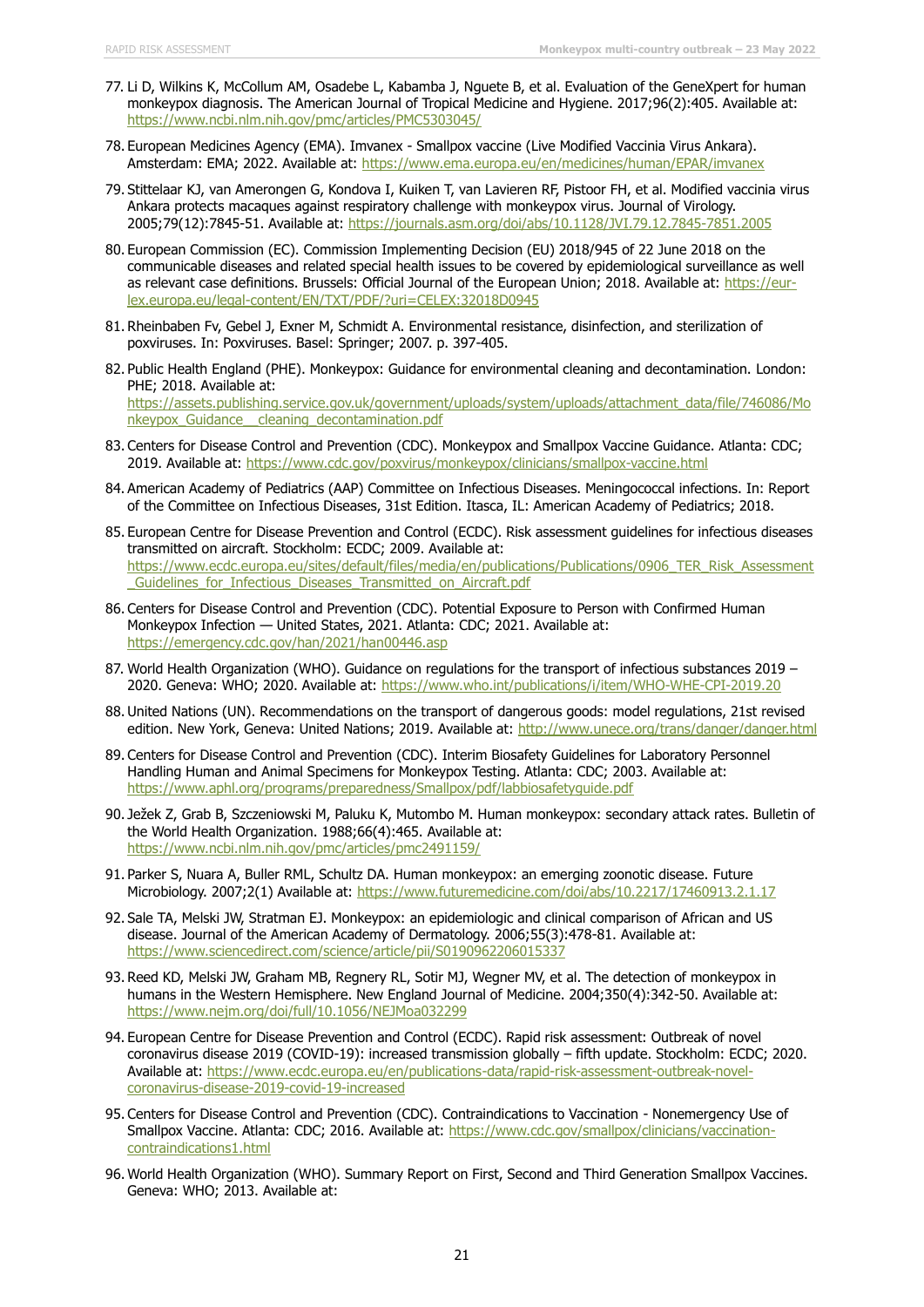77. Li D, Wilkins K, McCollum AM, Osadebe L, Kabamba J, Nguete B, et al. Evaluation of the GeneXpert for human monkeypox diagnosis. The American Journal of Tropical Medicine and Hygiene. 2017;96(2):405. Available at: https://www.ncbi.nlm.nih.gov/pmc/articles/PMC5303045/

78. European Medicines Agency (EMA). Imvanex - Smallpox vaccine (Live Modified Vaccinia Virus Ankara). Amsterdam: EMA; 2022. Available at: https://www.ema.europa.eu/en/medicines/human/EPAR/imvanex

79. Stittelaar KJ, van Amerongen G, Kondova I, Kuiken T, van Lavieren RF, Pistoor FH, et al. Modified vaccinia virus Ankara protects macaques against respiratory challenge with monkeypox virus. Journal of Virology. 2005;79(12):7845-51. Available at: https://journals.asm.org/doi/abs/10.1128/JVI.79.12.7845-7851.2005

80. European Commission (EC). Commission Implementing Decision (EU) 2018/945 of 22 June 2018 on the communicable diseases and related special health issues to be covered by epidemiological surveillance as well as relevant case definitions. Brussels: Official Journal of the European Union; 2018. Available at: https://eur-lex.europa.eu/legal-content/EN/TXT/PDF/?uri=CELEX:32018D0945

81. Rheinbaben Fv, Gebel J, Exner M, Schmidt A. Environmental resistance, disinfection, and sterilization of poxviruses. In: Poxviruses. Basel: Springer; 2007. p. 397-405.

82. Public Health England (PHE). Monkeypox: Guidance for environmental cleaning and decontamination. London: PHE; 2018. Available at: https://assets.publishing.service.gov.uk/government/uploads/system/uploads/attachment_data/file/746086/Monkeypox_Guidance__cleaning_decontamination.pdf

83. Centers for Disease Control and Prevention (CDC). Monkeypox and Smallpox Vaccine Guidance. Atlanta: CDC; 2019. Available at: https://www.cdc.gov/poxvirus/monkeypox/clinicians/smallpox-vaccine.html

84. American Academy of Pediatrics (AAP) Committee on Infectious Diseases. Meningococcal infections. In: Report of the Committee on Infectious Diseases, 31st Edition. Itasca, IL: American Academy of Pediatrics; 2018.

85. European Centre for Disease Prevention and Control (ECDC). Risk assessment guidelines for infectious diseases transmitted on aircraft. Stockholm: ECDC; 2009. Available at: https://www.ecdc.europa.eu/sites/default/files/media/en/publications/Publications/0906_TER_Risk_Assessment_Guidelines_for_Infectious_Diseases_Transmitted_on_Aircraft.pdf

86. Centers for Disease Control and Prevention (CDC). Potential Exposure to Person with Confirmed Human Monkeypox Infection — United States, 2021. Atlanta: CDC; 2021. Available at: https://emergency.cdc.gov/han/2021/han00446.asp

87. World Health Organization (WHO). Guidance on regulations for the transport of infectious substances 2019 – 2020. Geneva: WHO; 2020. Available at: https://www.who.int/publications/i/item/WHO-WHE-CPI-2019.20

88. United Nations (UN). Recommendations on the transport of dangerous goods: model regulations, 21st revised edition. New York, Geneva: United Nations; 2019. Available at: http://www.unece.org/trans/danger/danger.html

89. Centers for Disease Control and Prevention (CDC). Interim Biosafety Guidelines for Laboratory Personnel Handling Human and Animal Specimens for Monkeypox Testing. Atlanta: CDC; 2003. Available at: https://www.aphl.org/programs/preparedness/Smallpox/pdf/labbiosafetyguide.pdf

90. Ježek Z, Grab B, Szczeniowski M, Paluku K, Mutombo M. Human monkeypox: secondary attack rates. Bulletin of the World Health Organization. 1988;66(4):465. Available at: https://www.ncbi.nlm.nih.gov/pmc/articles/pmc2491159/

91. Parker S, Nuara A, Buller RML, Schultz DA. Human monkeypox: an emerging zoonotic disease. Future Microbiology. 2007;2(1) Available at: https://www.futuremedicine.com/doi/abs/10.2217/17460913.2.1.17

92. Sale TA, Melski JW, Stratman EJ. Monkeypox: an epidemiologic and clinical comparison of African and US disease. Journal of the American Academy of Dermatology. 2006;55(3):478-81. Available at: https://www.sciencedirect.com/science/article/pii/S0190962206015337

93. Reed KD, Melski JW, Graham MB, Regnery RL, Sotir MJ, Wegner MV, et al. The detection of monkeypox in humans in the Western Hemisphere. New England Journal of Medicine. 2004;350(4):342-50. Available at: https://www.nejm.org/doi/full/10.1056/NEJMoa032299

94. European Centre for Disease Prevention and Control (ECDC). Rapid risk assessment: Outbreak of novel coronavirus disease 2019 (COVID-19): increased transmission globally – fifth update. Stockholm: ECDC; 2020. Available at: https://www.ecdc.europa.eu/en/publications-data/rapid-risk-assessment-outbreak-novel-coronavirus-disease-2019-covid-19-increased

95. Centers for Disease Control and Prevention (CDC). Contraindications to Vaccination - Nonemergency Use of Smallpox Vaccine. Atlanta: CDC; 2016. Available at: https://www.cdc.gov/smallpox/clinicians/vaccination-contraindications1.html

96. World Health Organization (WHO). Summary Report on First, Second and Third Generation Smallpox Vaccines. Geneva: WHO; 2013. Available at: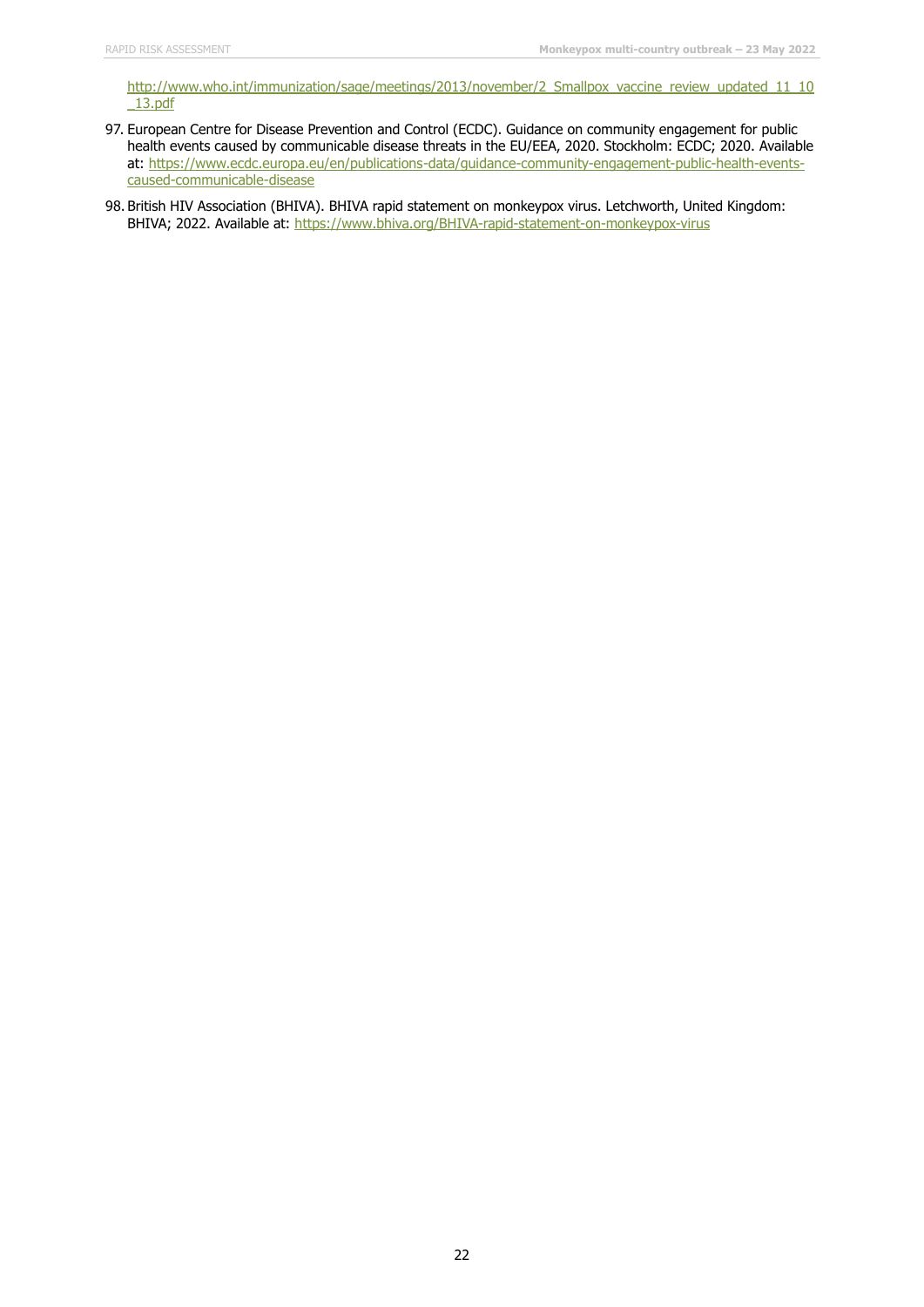http://www.who.int/immunization/sage/meetings/2013/november/2_Smallpox_vaccine_review_updated_11_10_13.pdf

97. European Centre for Disease Prevention and Control (ECDC). Guidance on community engagement for public health events caused by communicable disease threats in the EU/EEA, 2020. Stockholm: ECDC; 2020. Available at: https://www.ecdc.europa.eu/en/publications-data/guidance-community-engagement-public-health-events-caused-communicable-disease
98. British HIV Association (BHIVA). BHIVA rapid statement on monkeypox virus. Letchworth, United Kingdom: BHIVA; 2022. Available at: https://www.bhiva.org/BHIVA-rapid-statement-on-monkeypox-virus